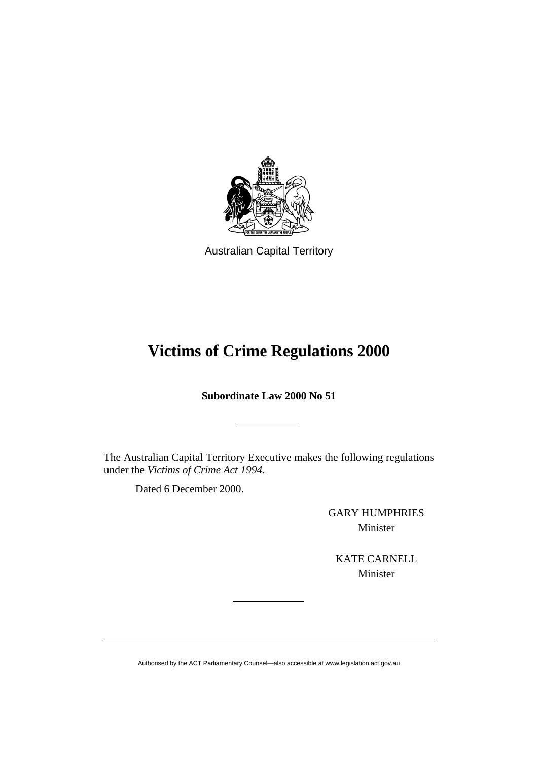Australian Capital Territory

# Victims of Crime Regulations 2000

**Subordinate Law 2000 No 51**

---

The Australian Capital Territory Executive makes the following regulations under the *Victims of Crime Act 1994*.

Dated 6 December 2000.

GARY HUMPHRIES
Minister

KATE CARNELL
Minister

---

Authorised by the ACT Parliamentary Counsel—also accessible at www.legislation.act.gov.au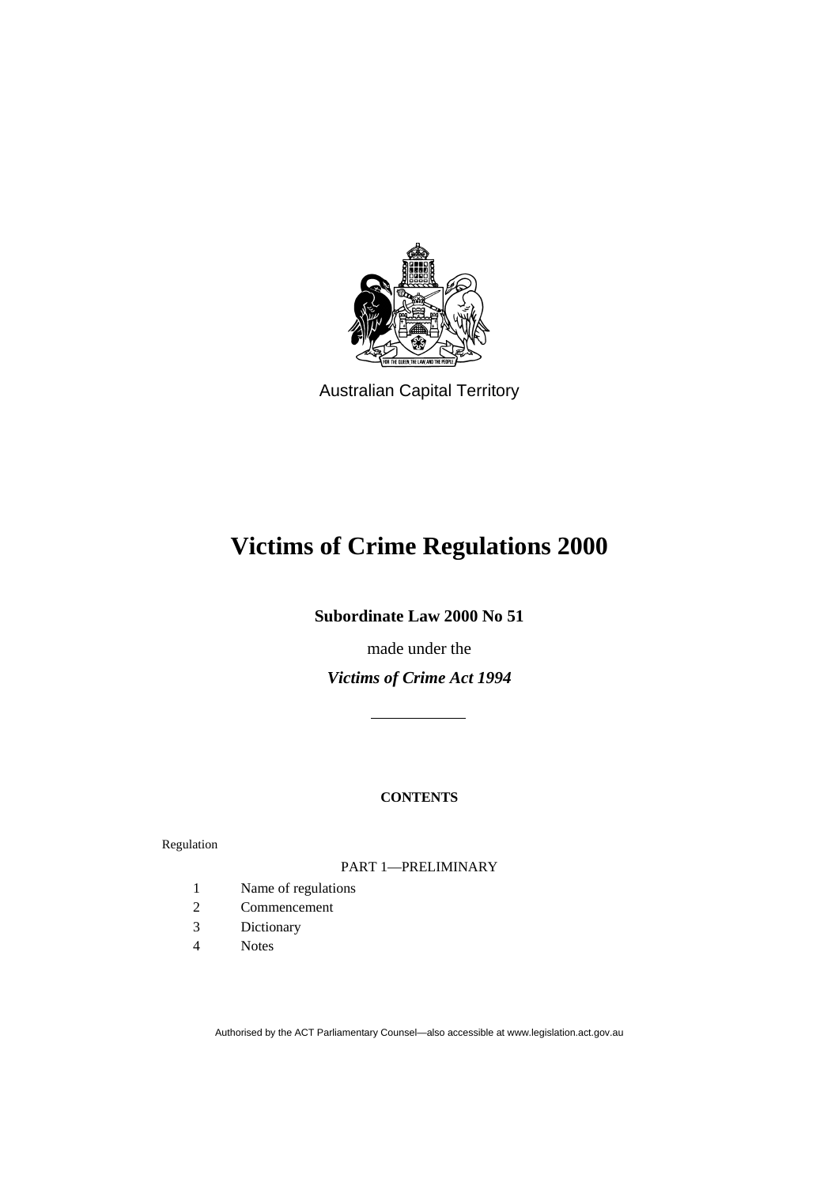Australian Capital Territory

# Victims of Crime Regulations 2000

**Subordinate Law 2000 No 51**

made under the

***Victims of Crime Act 1994***

---

**CONTENTS**

Regulation

PART 1—PRELIMINARY

1 Name of regulations
2 Commencement
3 Dictionary
4 Notes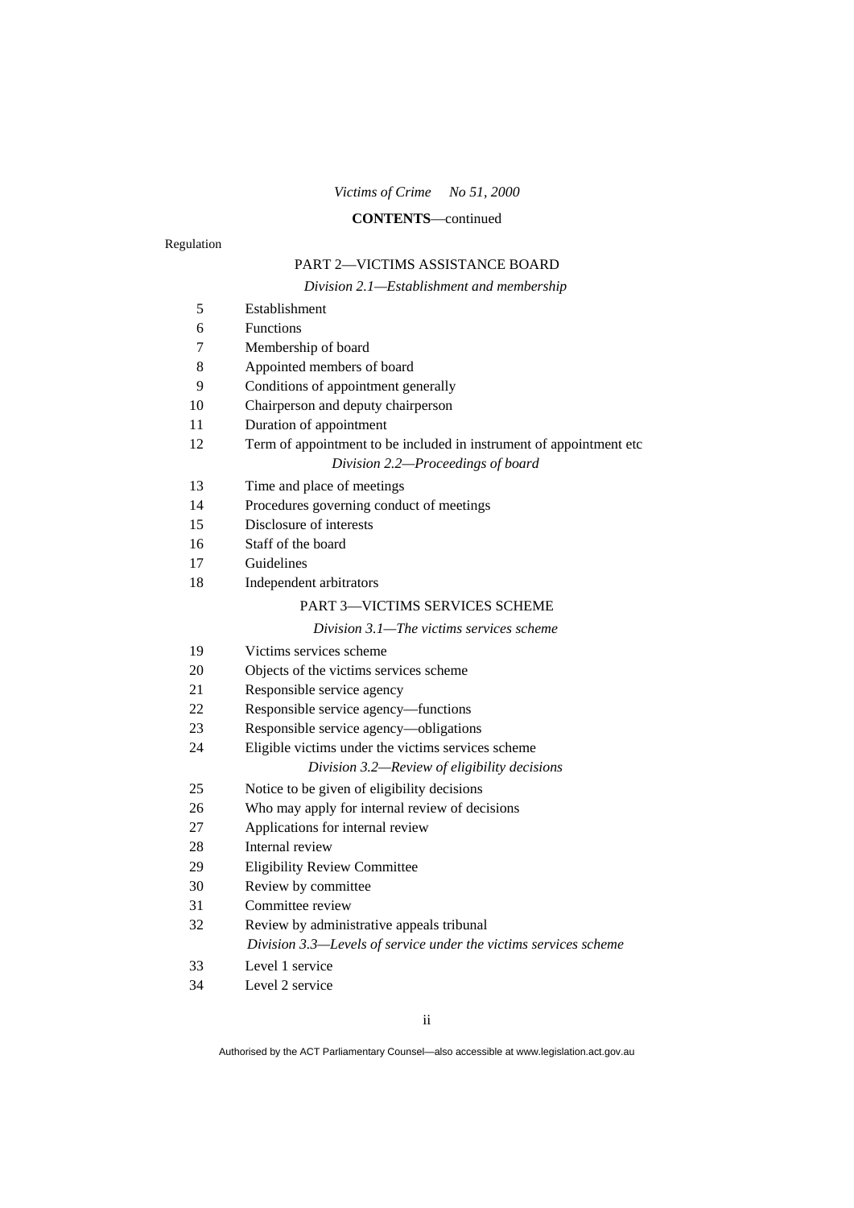*Victims of Crime No 51, 2000*

**CONTENTS**—continued

Regulation

PART 2—VICTIMS ASSISTANCE BOARD

*Division 2.1—Establishment and membership*

5 Establishment
6 Functions
7 Membership of board
8 Appointed members of board
9 Conditions of appointment generally
10 Chairperson and deputy chairperson
11 Duration of appointment
12 Term of appointment to be included in instrument of appointment etc

*Division 2.2—Proceedings of board*

13 Time and place of meetings
14 Procedures governing conduct of meetings
15 Disclosure of interests
16 Staff of the board
17 Guidelines
18 Independent arbitrators

PART 3—VICTIMS SERVICES SCHEME

*Division 3.1—The victims services scheme*

19 Victims services scheme
20 Objects of the victims services scheme
21 Responsible service agency
22 Responsible service agency—functions
23 Responsible service agency—obligations
24 Eligible victims under the victims services scheme

*Division 3.2—Review of eligibility decisions*

25 Notice to be given of eligibility decisions
26 Who may apply for internal review of decisions
27 Applications for internal review
28 Internal review
29 Eligibility Review Committee
30 Review by committee
31 Committee review
32 Review by administrative appeals tribunal

*Division 3.3—Levels of service under the victims services scheme*

33 Level 1 service
34 Level 2 service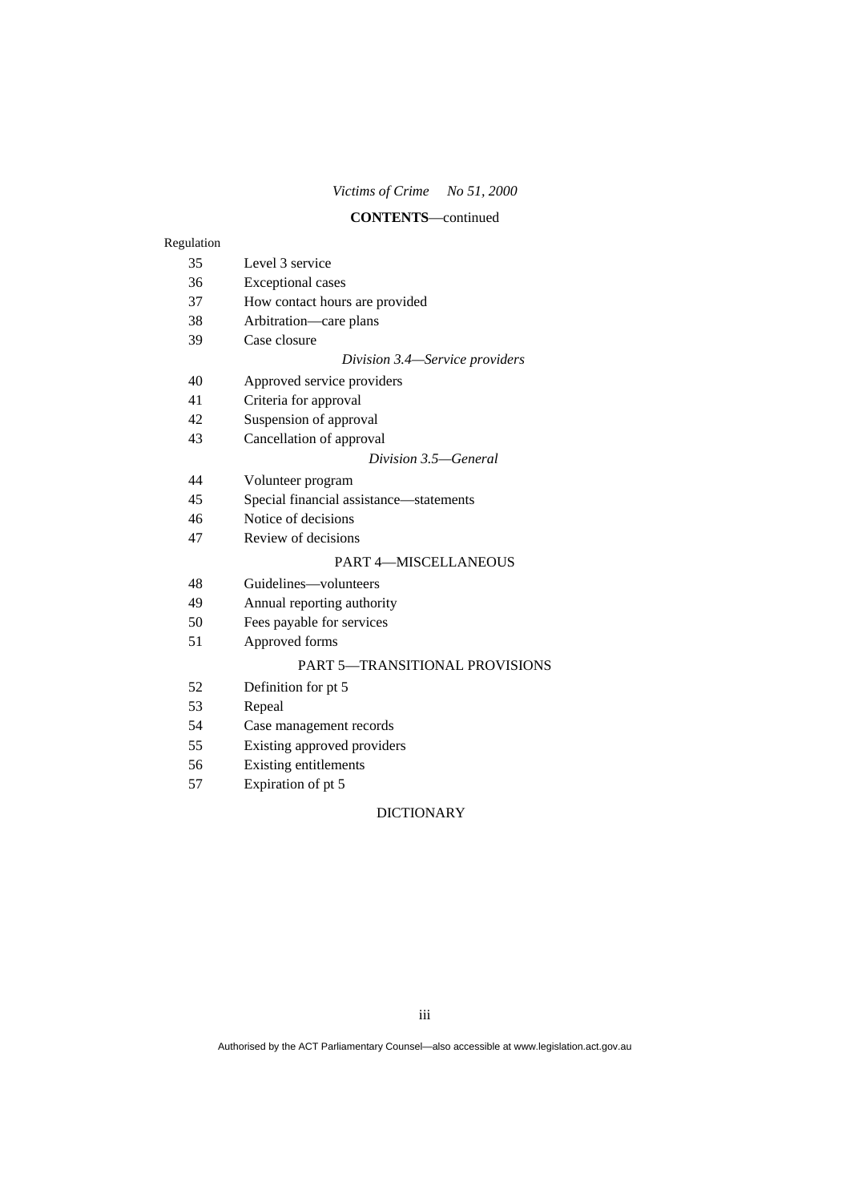Regulation

35 Level 3 service
36 Exceptional cases
37 How contact hours are provided
38 Arbitration—care plans
39 Case closure

*Division 3.4—Service providers*

40 Approved service providers
41 Criteria for approval
42 Suspension of approval
43 Cancellation of approval

*Division 3.5—General*

44 Volunteer program
45 Special financial assistance—statements
46 Notice of decisions
47 Review of decisions

PART 4—MISCELLANEOUS

48 Guidelines—volunteers
49 Annual reporting authority
50 Fees payable for services
51 Approved forms

PART 5—TRANSITIONAL PROVISIONS

52 Definition for pt 5
53 Repeal
54 Case management records
55 Existing approved providers
56 Existing entitlements
57 Expiration of pt 5

DICTIONARY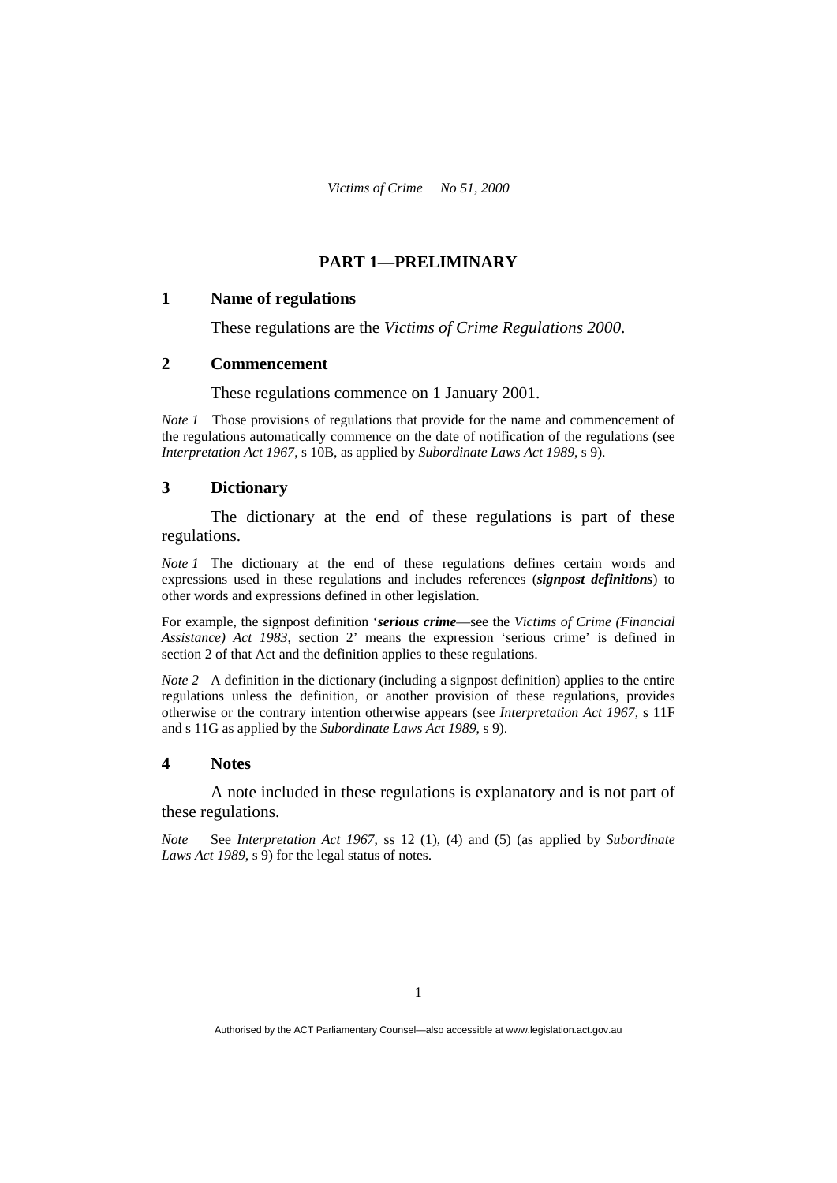## PART 1—PRELIMINARY

### 1 Name of regulations

These regulations are the *Victims of Crime Regulations 2000*.

### 2 Commencement

These regulations commence on 1 January 2001.

*Note 1* Those provisions of regulations that provide for the name and commencement of the regulations automatically commence on the date of notification of the regulations (see *Interpretation Act 1967*, s 10B, as applied by *Subordinate Laws Act 1989*, s 9).

### 3 Dictionary

The dictionary at the end of these regulations is part of these regulations.

*Note 1* The dictionary at the end of these regulations defines certain words and expressions used in these regulations and includes references (***signpost definitions***) to other words and expressions defined in other legislation.

For example, the signpost definition '***serious crime***—see the *Victims of Crime (Financial Assistance) Act 1983*, section 2' means the expression 'serious crime' is defined in section 2 of that Act and the definition applies to these regulations.

*Note 2* A definition in the dictionary (including a signpost definition) applies to the entire regulations unless the definition, or another provision of these regulations, provides otherwise or the contrary intention otherwise appears (see *Interpretation Act 1967*, s 11F and s 11G as applied by the *Subordinate Laws Act 1989*, s 9).

### 4 Notes

A note included in these regulations is explanatory and is not part of these regulations.

*Note* See *Interpretation Act 1967*, ss 12 (1), (4) and (5) (as applied by *Subordinate Laws Act 1989*, s 9) for the legal status of notes.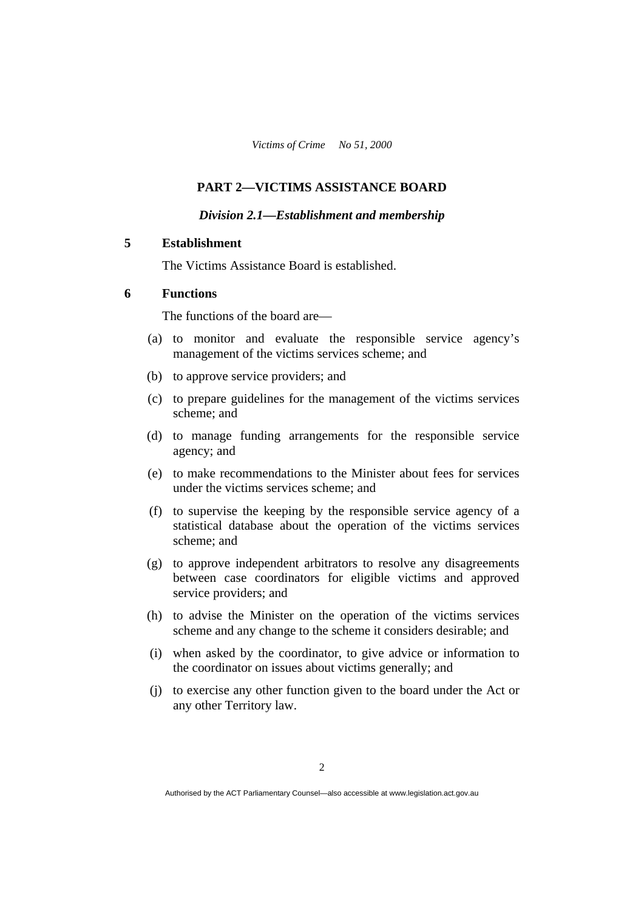## PART 2—VICTIMS ASSISTANCE BOARD

### *Division 2.1—Establishment and membership*

**5 Establishment**

The Victims Assistance Board is established.

**6 Functions**

The functions of the board are—

(a) to monitor and evaluate the responsible service agency's management of the victims services scheme; and

(b) to approve service providers; and

(c) to prepare guidelines for the management of the victims services scheme; and

(d) to manage funding arrangements for the responsible service agency; and

(e) to make recommendations to the Minister about fees for services under the victims services scheme; and

(f) to supervise the keeping by the responsible service agency of a statistical database about the operation of the victims services scheme; and

(g) to approve independent arbitrators to resolve any disagreements between case coordinators for eligible victims and approved service providers; and

(h) to advise the Minister on the operation of the victims services scheme and any change to the scheme it considers desirable; and

(i) when asked by the coordinator, to give advice or information to the coordinator on issues about victims generally; and

(j) to exercise any other function given to the board under the Act or any other Territory law.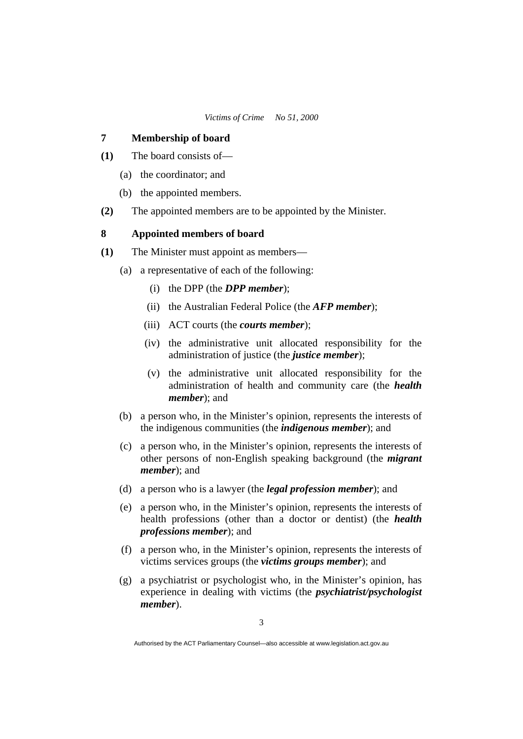## 7 Membership of board

**(1)** The board consists of—

(a) the coordinator; and

(b) the appointed members.

**(2)** The appointed members are to be appointed by the Minister.

## 8 Appointed members of board

**(1)** The Minister must appoint as members—

(a) a representative of each of the following:

(i) the DPP (the ***DPP member***);

(ii) the Australian Federal Police (the ***AFP member***);

(iii) ACT courts (the ***courts member***);

(iv) the administrative unit allocated responsibility for the administration of justice (the ***justice member***);

(v) the administrative unit allocated responsibility for the administration of health and community care (the ***health member***); and

(b) a person who, in the Minister's opinion, represents the interests of the indigenous communities (the ***indigenous member***); and

(c) a person who, in the Minister's opinion, represents the interests of other persons of non-English speaking background (the ***migrant member***); and

(d) a person who is a lawyer (the ***legal profession member***); and

(e) a person who, in the Minister's opinion, represents the interests of health professions (other than a doctor or dentist) (the ***health professions member***); and

(f) a person who, in the Minister's opinion, represents the interests of victims services groups (the ***victims groups member***); and

(g) a psychiatrist or psychologist who, in the Minister's opinion, has experience in dealing with victims (the ***psychiatrist/psychologist member***).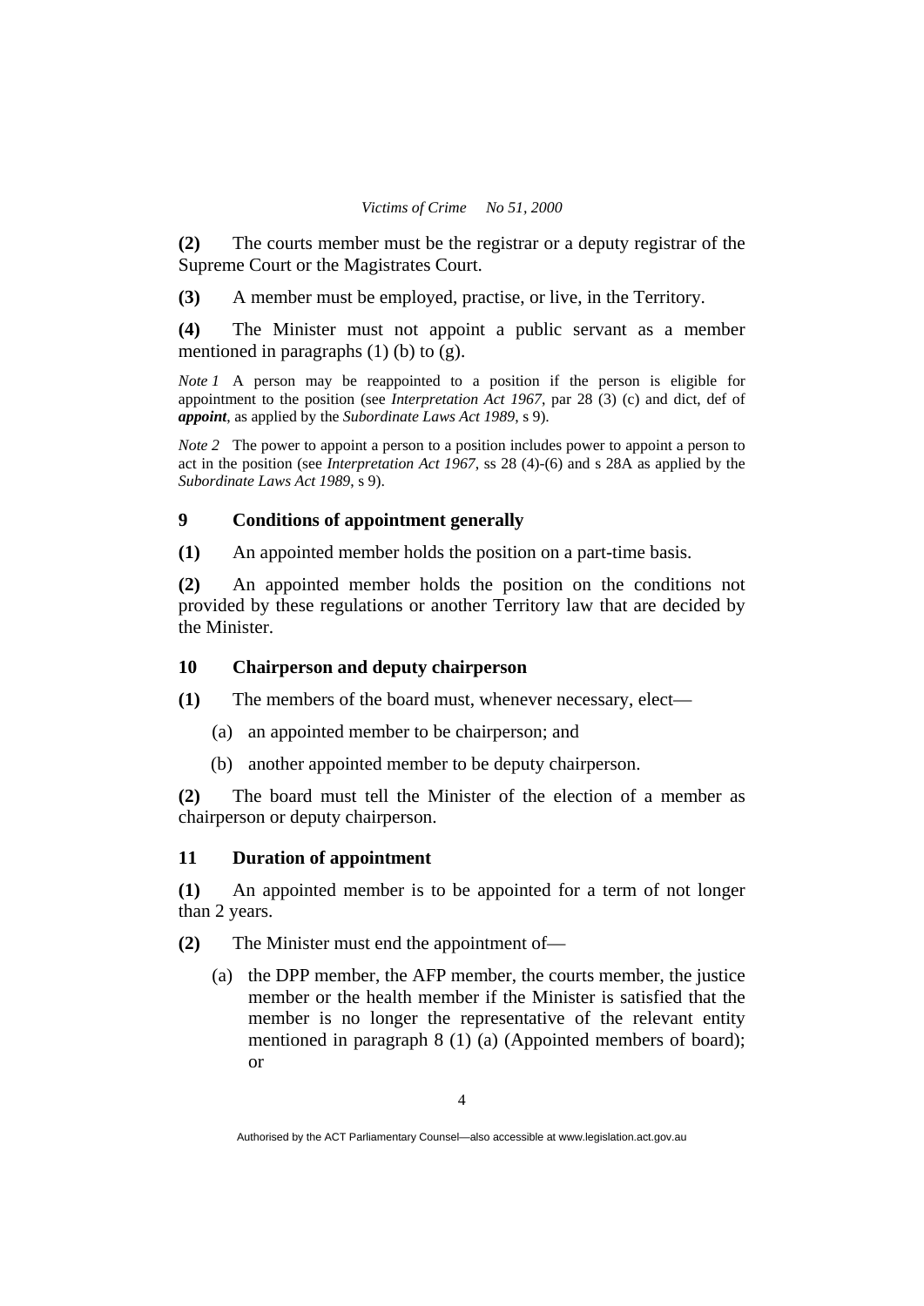**(2)** The courts member must be the registrar or a deputy registrar of the Supreme Court or the Magistrates Court.

**(3)** A member must be employed, practise, or live, in the Territory.

**(4)** The Minister must not appoint a public servant as a member mentioned in paragraphs (1) (b) to (g).

*Note 1* A person may be reappointed to a position if the person is eligible for appointment to the position (see *Interpretation Act 1967*, par 28 (3) (c) and dict, def of ***appoint***, as applied by the *Subordinate Laws Act 1989*, s 9).

*Note 2* The power to appoint a person to a position includes power to appoint a person to act in the position (see *Interpretation Act 1967*, ss 28 (4)-(6) and s 28A as applied by the *Subordinate Laws Act 1989*, s 9).

### 9 Conditions of appointment generally

**(1)** An appointed member holds the position on a part-time basis.

**(2)** An appointed member holds the position on the conditions not provided by these regulations or another Territory law that are decided by the Minister.

### 10 Chairperson and deputy chairperson

**(1)** The members of the board must, whenever necessary, elect—

(a) an appointed member to be chairperson; and

(b) another appointed member to be deputy chairperson.

**(2)** The board must tell the Minister of the election of a member as chairperson or deputy chairperson.

### 11 Duration of appointment

**(1)** An appointed member is to be appointed for a term of not longer than 2 years.

**(2)** The Minister must end the appointment of—

(a) the DPP member, the AFP member, the courts member, the justice member or the health member if the Minister is satisfied that the member is no longer the representative of the relevant entity mentioned in paragraph 8 (1) (a) (Appointed members of board); or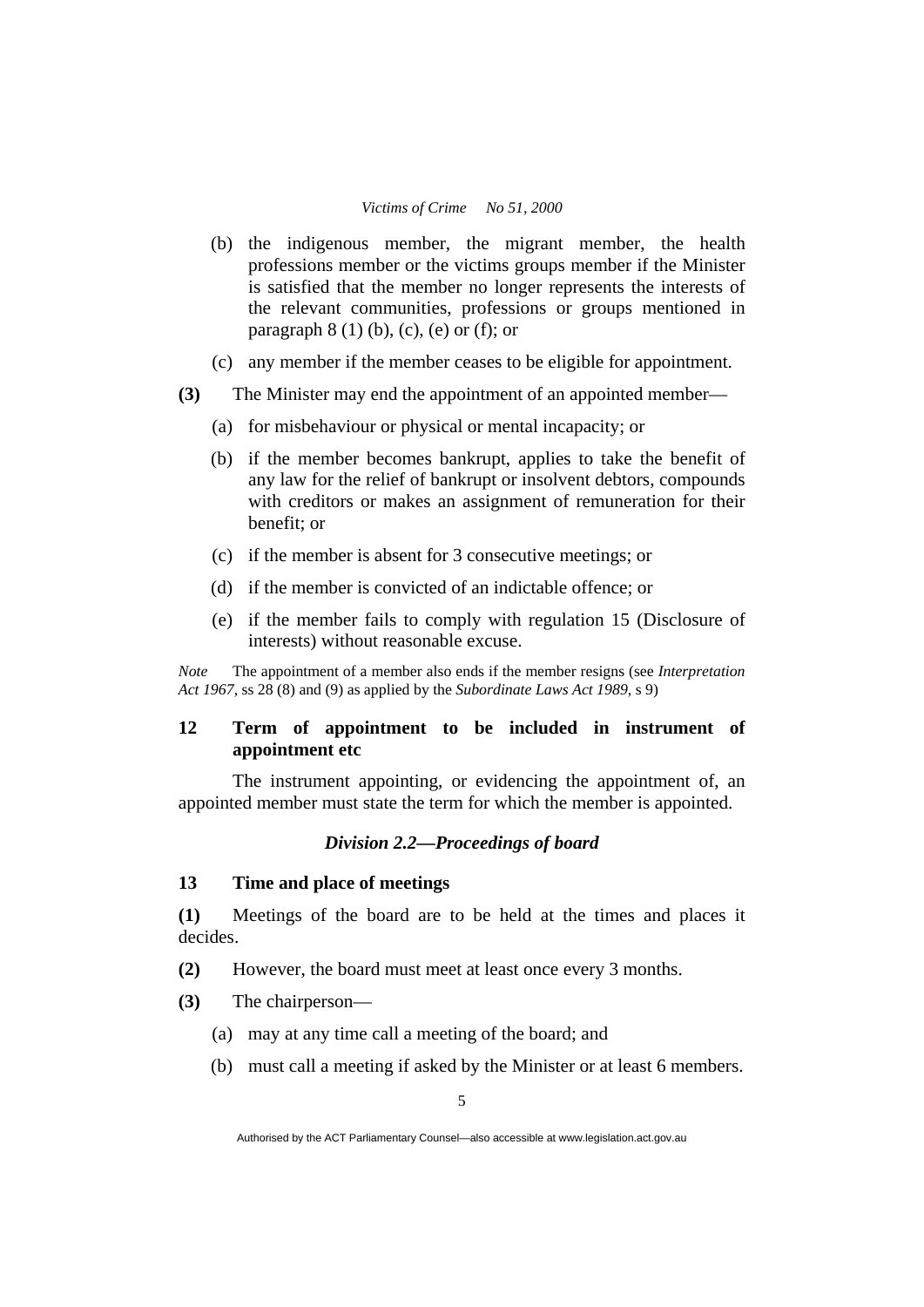(b) the indigenous member, the migrant member, the health professions member or the victims groups member if the Minister is satisfied that the member no longer represents the interests of the relevant communities, professions or groups mentioned in paragraph 8 (1) (b), (c), (e) or (f); or

(c) any member if the member ceases to be eligible for appointment.

**(3)** The Minister may end the appointment of an appointed member—

(a) for misbehaviour or physical or mental incapacity; or

(b) if the member becomes bankrupt, applies to take the benefit of any law for the relief of bankrupt or insolvent debtors, compounds with creditors or makes an assignment of remuneration for their benefit; or

(c) if the member is absent for 3 consecutive meetings; or

(d) if the member is convicted of an indictable offence; or

(e) if the member fails to comply with regulation 15 (Disclosure of interests) without reasonable excuse.

*Note* The appointment of a member also ends if the member resigns (see *Interpretation Act 1967*, ss 28 (8) and (9) as applied by the *Subordinate Laws Act 1989*, s 9)

### 12 Term of appointment to be included in instrument of appointment etc

The instrument appointing, or evidencing the appointment of, an appointed member must state the term for which the member is appointed.

## *Division 2.2—Proceedings of board*

### 13 Time and place of meetings

**(1)** Meetings of the board are to be held at the times and places it decides.

**(2)** However, the board must meet at least once every 3 months.

**(3)** The chairperson—

(a) may at any time call a meeting of the board; and

(b) must call a meeting if asked by the Minister or at least 6 members.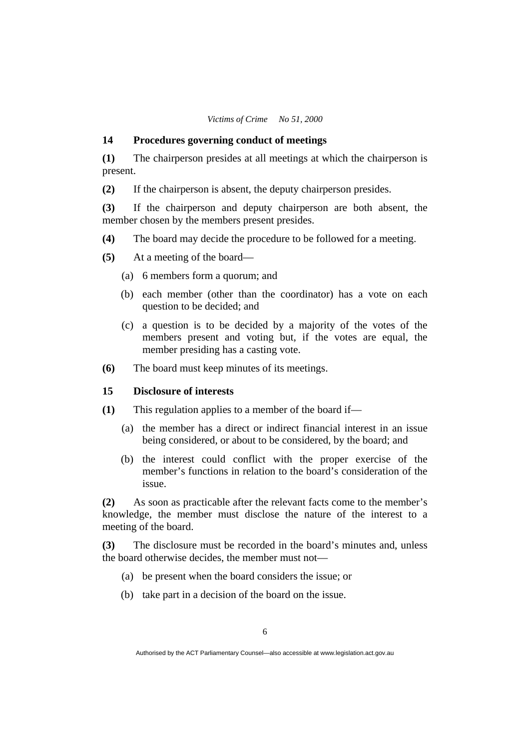## 14 Procedures governing conduct of meetings

**(1)** The chairperson presides at all meetings at which the chairperson is present.

**(2)** If the chairperson is absent, the deputy chairperson presides.

**(3)** If the chairperson and deputy chairperson are both absent, the member chosen by the members present presides.

**(4)** The board may decide the procedure to be followed for a meeting.

**(5)** At a meeting of the board—

- (a) 6 members form a quorum; and
- (b) each member (other than the coordinator) has a vote on each question to be decided; and
- (c) a question is to be decided by a majority of the votes of the members present and voting but, if the votes are equal, the member presiding has a casting vote.

**(6)** The board must keep minutes of its meetings.

## 15 Disclosure of interests

**(1)** This regulation applies to a member of the board if—

- (a) the member has a direct or indirect financial interest in an issue being considered, or about to be considered, by the board; and
- (b) the interest could conflict with the proper exercise of the member's functions in relation to the board's consideration of the issue.

**(2)** As soon as practicable after the relevant facts come to the member's knowledge, the member must disclose the nature of the interest to a meeting of the board.

**(3)** The disclosure must be recorded in the board's minutes and, unless the board otherwise decides, the member must not—

- (a) be present when the board considers the issue; or
- (b) take part in a decision of the board on the issue.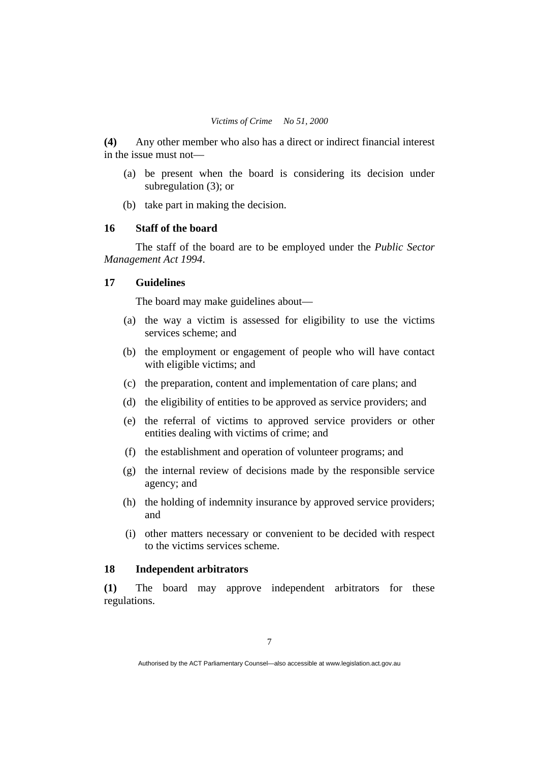**(4)** Any other member who also has a direct or indirect financial interest in the issue must not—

(a) be present when the board is considering its decision under subregulation (3); or

(b) take part in making the decision.

### 16 Staff of the board

The staff of the board are to be employed under the *Public Sector Management Act 1994*.

### 17 Guidelines

The board may make guidelines about—

(a) the way a victim is assessed for eligibility to use the victims services scheme; and

(b) the employment or engagement of people who will have contact with eligible victims; and

(c) the preparation, content and implementation of care plans; and

(d) the eligibility of entities to be approved as service providers; and

(e) the referral of victims to approved service providers or other entities dealing with victims of crime; and

(f) the establishment and operation of volunteer programs; and

(g) the internal review of decisions made by the responsible service agency; and

(h) the holding of indemnity insurance by approved service providers; and

(i) other matters necessary or convenient to be decided with respect to the victims services scheme.

### 18 Independent arbitrators

**(1)** The board may approve independent arbitrators for these regulations.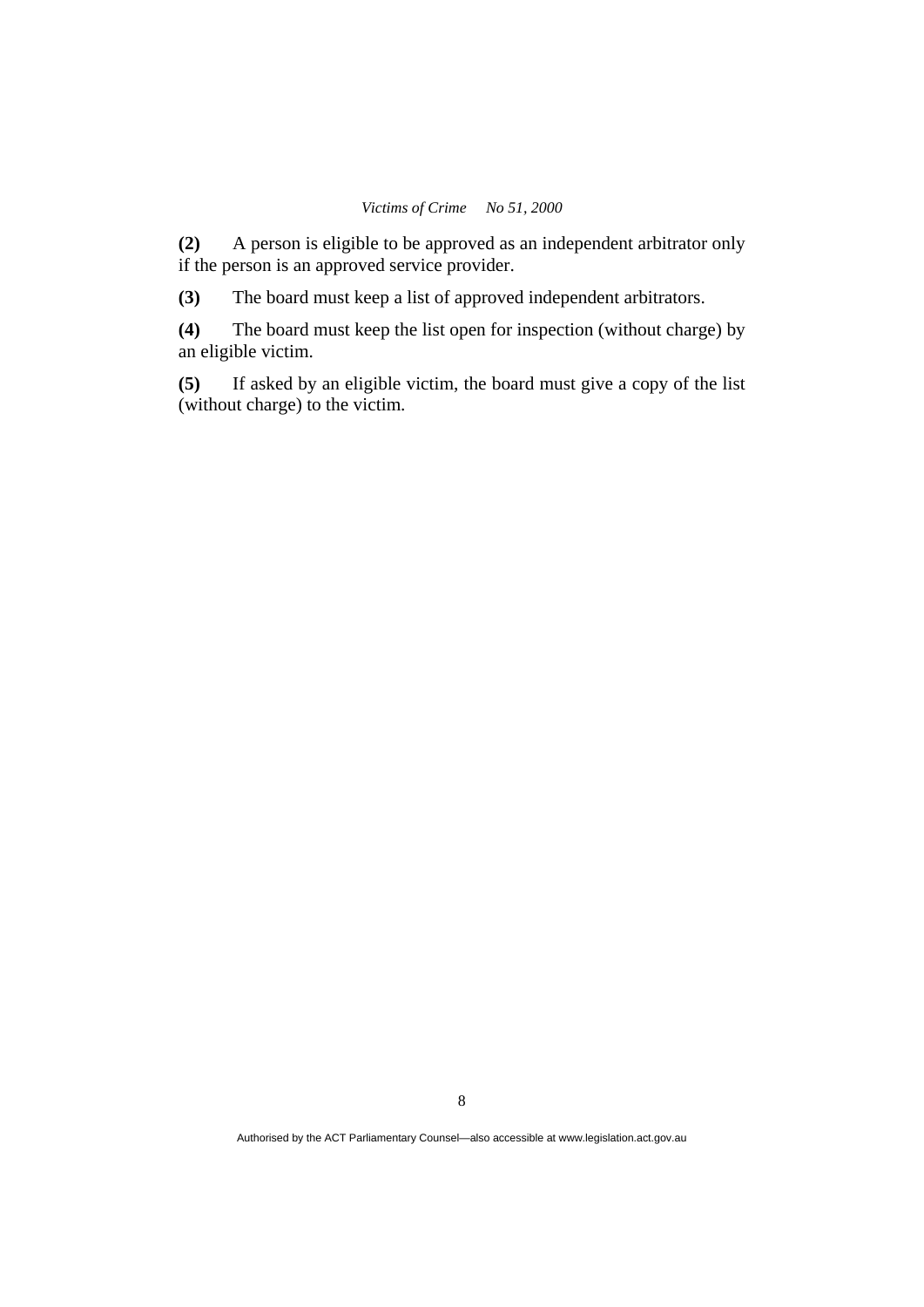**(2)** A person is eligible to be approved as an independent arbitrator only if the person is an approved service provider.

**(3)** The board must keep a list of approved independent arbitrators.

**(4)** The board must keep the list open for inspection (without charge) by an eligible victim.

**(5)** If asked by an eligible victim, the board must give a copy of the list (without charge) to the victim.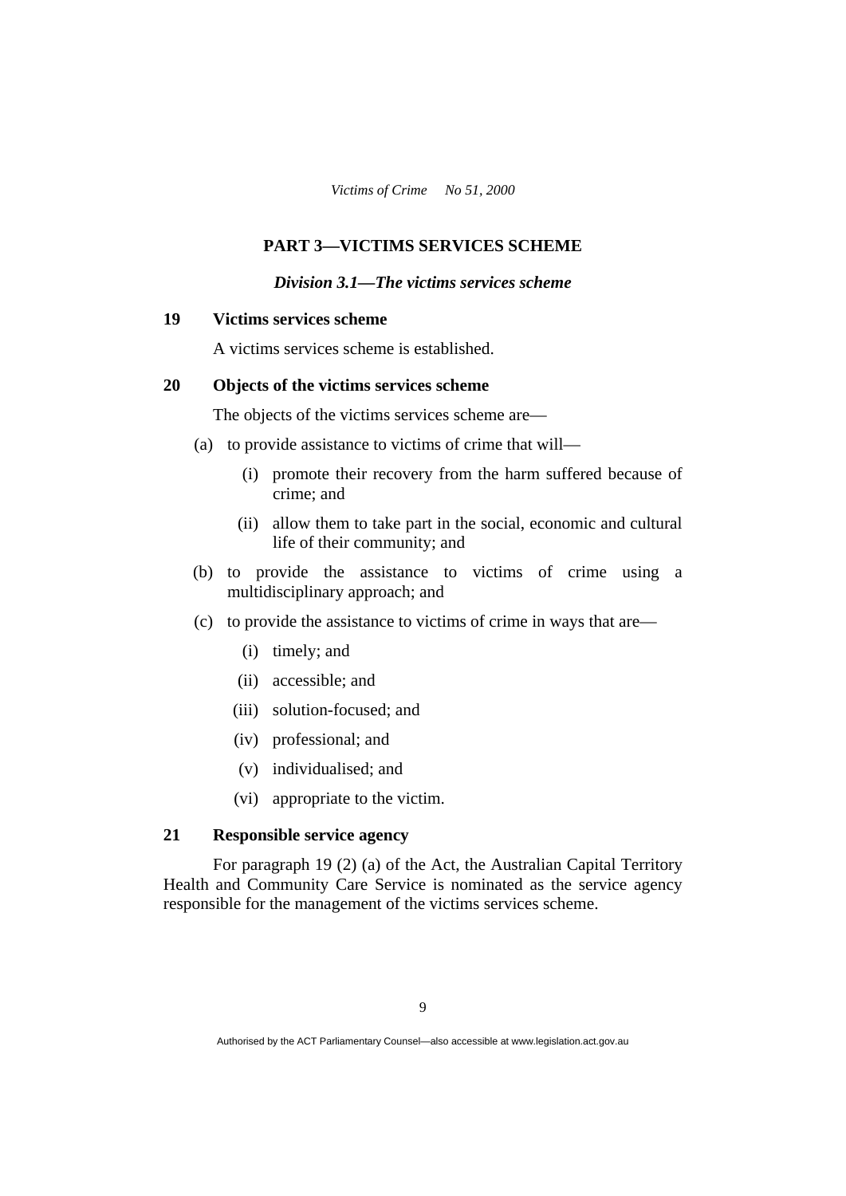## PART 3—VICTIMS SERVICES SCHEME

### *Division 3.1—The victims services scheme*

**19 Victims services scheme**

A victims services scheme is established.

**20 Objects of the victims services scheme**

The objects of the victims services scheme are—

(a) to provide assistance to victims of crime that will—

(i) promote their recovery from the harm suffered because of crime; and

(ii) allow them to take part in the social, economic and cultural life of their community; and

(b) to provide the assistance to victims of crime using a multidisciplinary approach; and

(c) to provide the assistance to victims of crime in ways that are—

(i) timely; and

(ii) accessible; and

(iii) solution-focused; and

(iv) professional; and

(v) individualised; and

(vi) appropriate to the victim.

**21 Responsible service agency**

For paragraph 19 (2) (a) of the Act, the Australian Capital Territory Health and Community Care Service is nominated as the service agency responsible for the management of the victims services scheme.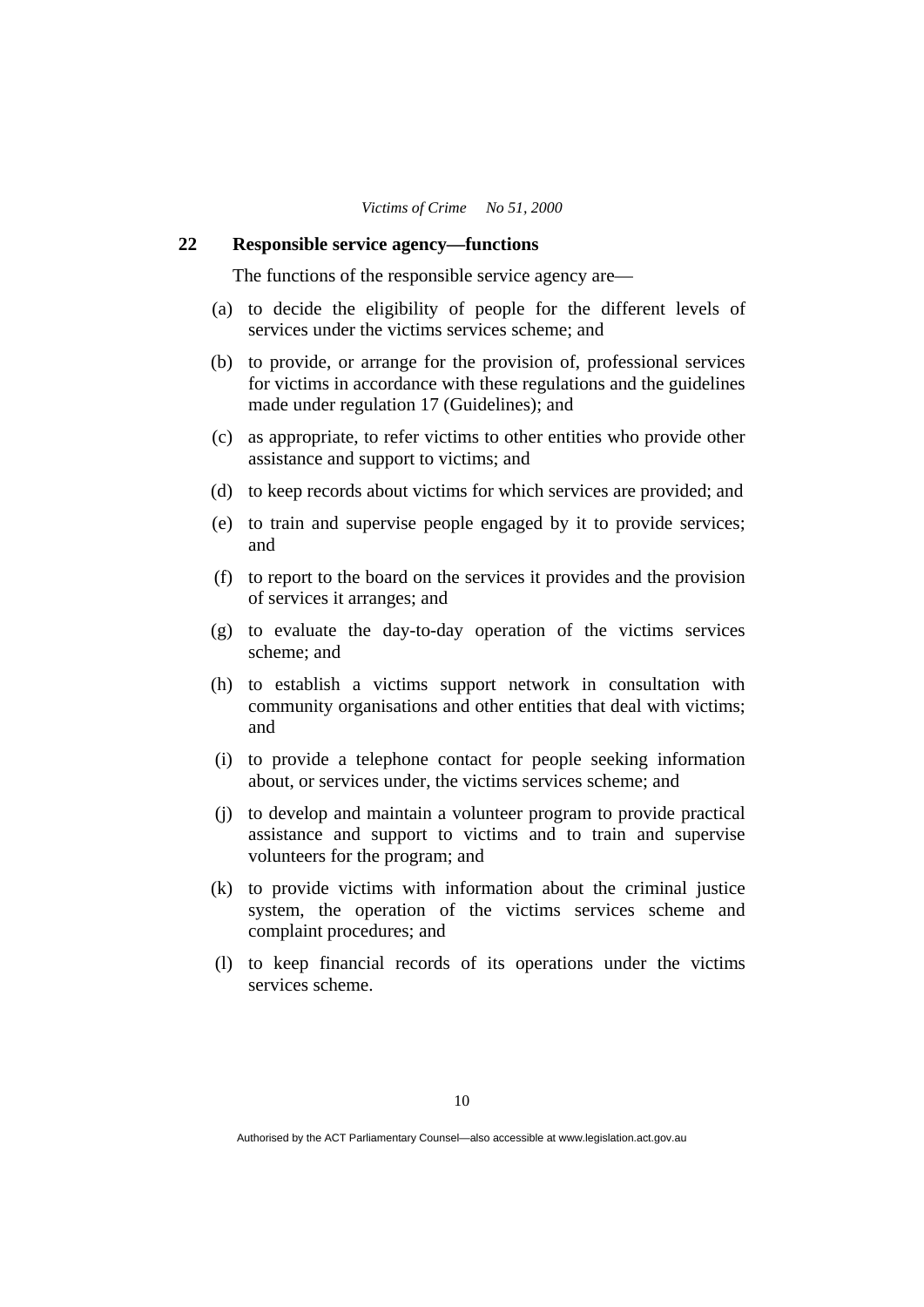## 22 Responsible service agency—functions

The functions of the responsible service agency are—

(a) to decide the eligibility of people for the different levels of services under the victims services scheme; and

(b) to provide, or arrange for the provision of, professional services for victims in accordance with these regulations and the guidelines made under regulation 17 (Guidelines); and

(c) as appropriate, to refer victims to other entities who provide other assistance and support to victims; and

(d) to keep records about victims for which services are provided; and

(e) to train and supervise people engaged by it to provide services; and

(f) to report to the board on the services it provides and the provision of services it arranges; and

(g) to evaluate the day-to-day operation of the victims services scheme; and

(h) to establish a victims support network in consultation with community organisations and other entities that deal with victims; and

(i) to provide a telephone contact for people seeking information about, or services under, the victims services scheme; and

(j) to develop and maintain a volunteer program to provide practical assistance and support to victims and to train and supervise volunteers for the program; and

(k) to provide victims with information about the criminal justice system, the operation of the victims services scheme and complaint procedures; and

(l) to keep financial records of its operations under the victims services scheme.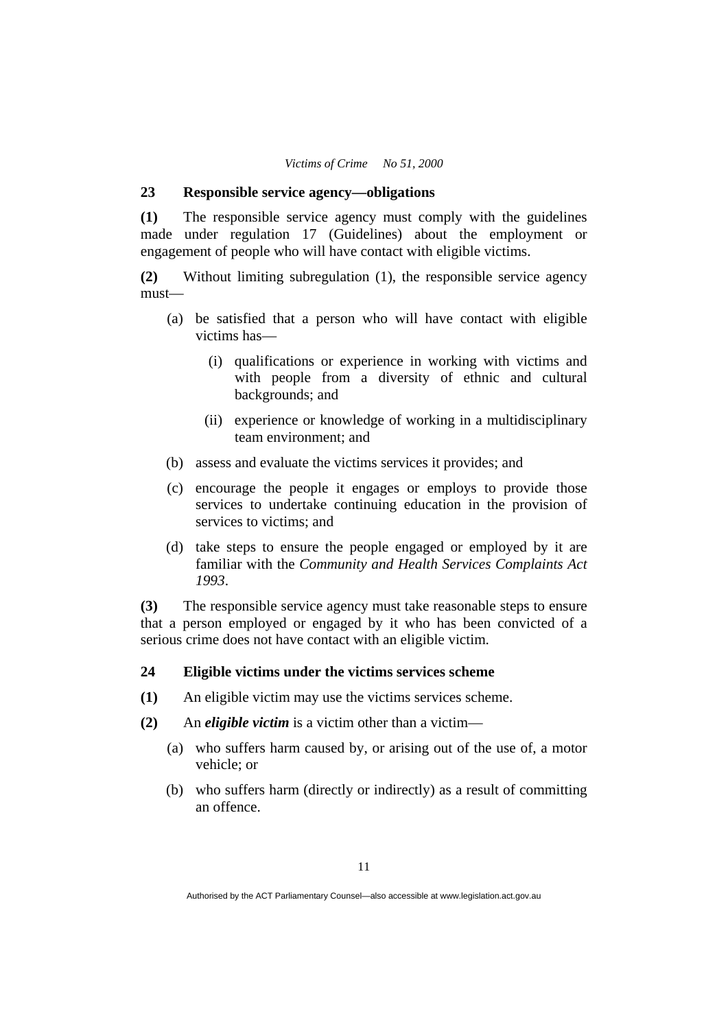## 23 Responsible service agency—obligations

**(1)** The responsible service agency must comply with the guidelines made under regulation 17 (Guidelines) about the employment or engagement of people who will have contact with eligible victims.

**(2)** Without limiting subregulation (1), the responsible service agency must—

(a) be satisfied that a person who will have contact with eligible victims has—

  (i) qualifications or experience in working with victims and with people from a diversity of ethnic and cultural backgrounds; and

  (ii) experience or knowledge of working in a multidisciplinary team environment; and

(b) assess and evaluate the victims services it provides; and

(c) encourage the people it engages or employs to provide those services to undertake continuing education in the provision of services to victims; and

(d) take steps to ensure the people engaged or employed by it are familiar with the *Community and Health Services Complaints Act 1993*.

**(3)** The responsible service agency must take reasonable steps to ensure that a person employed or engaged by it who has been convicted of a serious crime does not have contact with an eligible victim.

## 24 Eligible victims under the victims services scheme

**(1)** An eligible victim may use the victims services scheme.

**(2)** An ***eligible victim*** is a victim other than a victim—

(a) who suffers harm caused by, or arising out of the use of, a motor vehicle; or

(b) who suffers harm (directly or indirectly) as a result of committing an offence.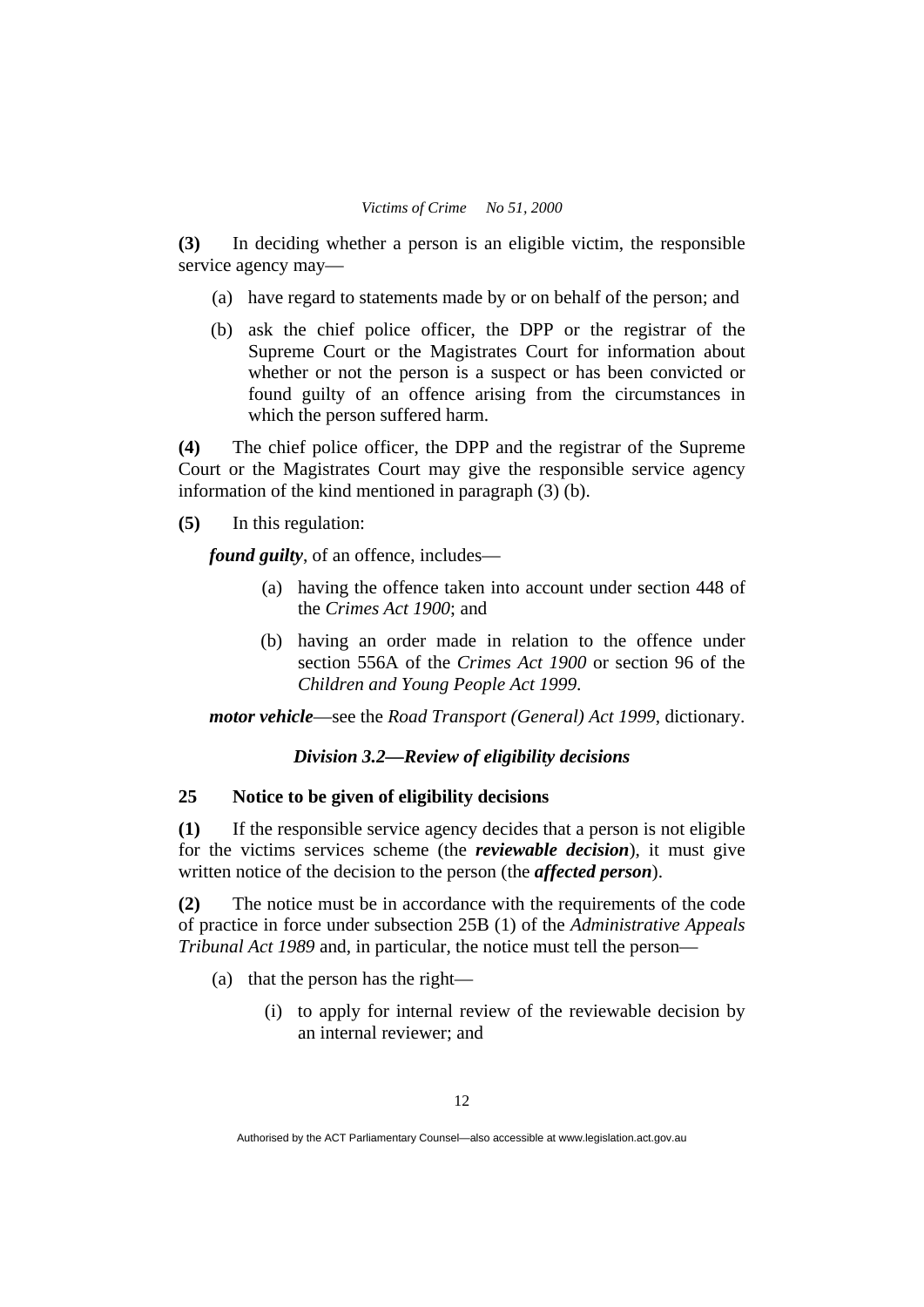**(3)** In deciding whether a person is an eligible victim, the responsible service agency may—

(a) have regard to statements made by or on behalf of the person; and

(b) ask the chief police officer, the DPP or the registrar of the Supreme Court or the Magistrates Court for information about whether or not the person is a suspect or has been convicted or found guilty of an offence arising from the circumstances in which the person suffered harm.

**(4)** The chief police officer, the DPP and the registrar of the Supreme Court or the Magistrates Court may give the responsible service agency information of the kind mentioned in paragraph (3) (b).

**(5)** In this regulation:

***found guilty***, of an offence, includes—

(a) having the offence taken into account under section 448 of the *Crimes Act 1900*; and

(b) having an order made in relation to the offence under section 556A of the *Crimes Act 1900* or section 96 of the *Children and Young People Act 1999*.

***motor vehicle***—see the *Road Transport (General) Act 1999*, dictionary.

### *Division 3.2—Review of eligibility decisions*

### 25 Notice to be given of eligibility decisions

**(1)** If the responsible service agency decides that a person is not eligible for the victims services scheme (the ***reviewable decision***), it must give written notice of the decision to the person (the ***affected person***).

**(2)** The notice must be in accordance with the requirements of the code of practice in force under subsection 25B (1) of the *Administrative Appeals Tribunal Act 1989* and, in particular, the notice must tell the person—

(a) that the person has the right—

(i) to apply for internal review of the reviewable decision by an internal reviewer; and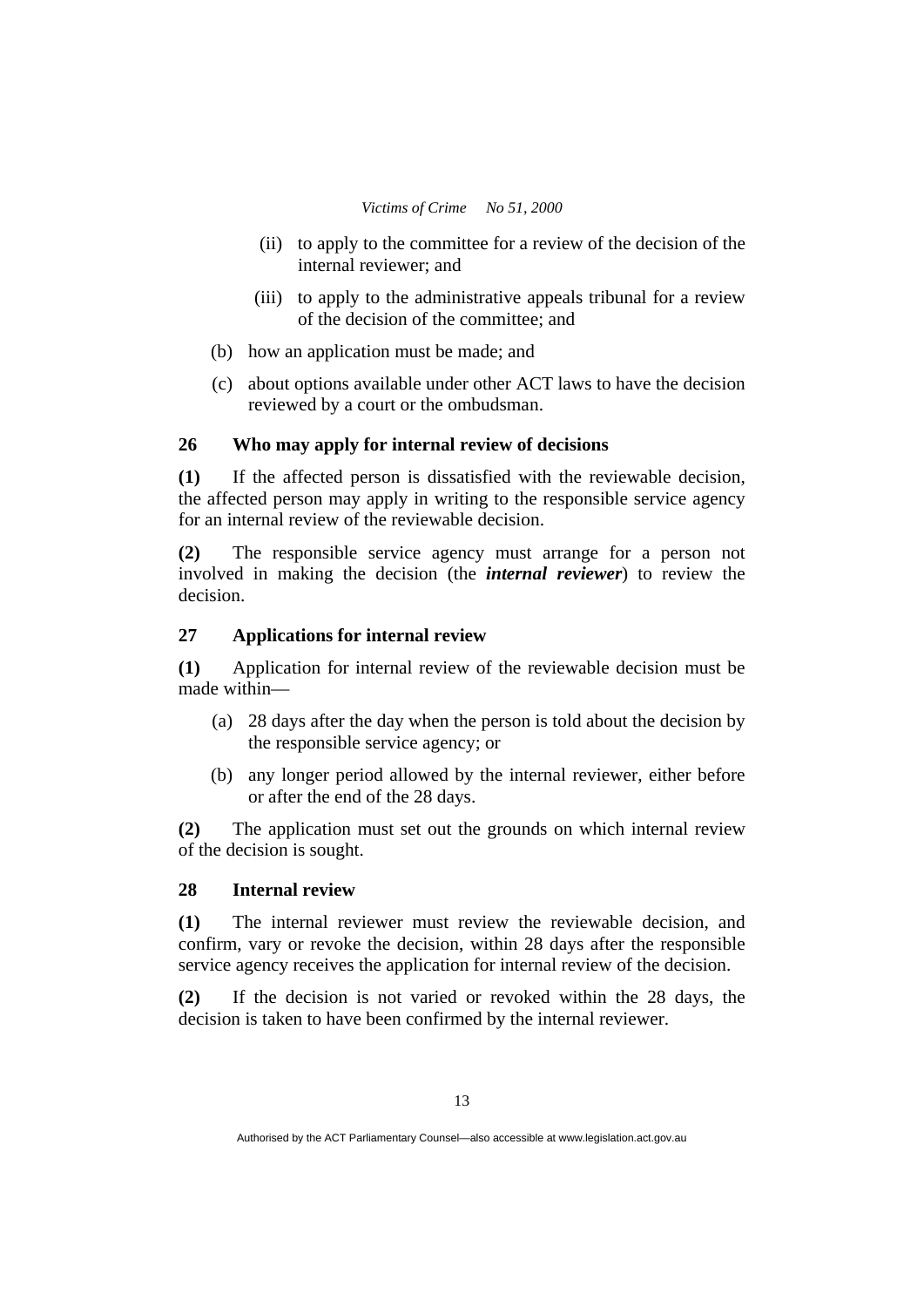(ii) to apply to the committee for a review of the decision of the internal reviewer; and

(iii) to apply to the administrative appeals tribunal for a review of the decision of the committee; and

(b) how an application must be made; and

(c) about options available under other ACT laws to have the decision reviewed by a court or the ombudsman.

### 26 Who may apply for internal review of decisions

**(1)** If the affected person is dissatisfied with the reviewable decision, the affected person may apply in writing to the responsible service agency for an internal review of the reviewable decision.

**(2)** The responsible service agency must arrange for a person not involved in making the decision (the ***internal reviewer***) to review the decision.

### 27 Applications for internal review

**(1)** Application for internal review of the reviewable decision must be made within—

(a) 28 days after the day when the person is told about the decision by the responsible service agency; or

(b) any longer period allowed by the internal reviewer, either before or after the end of the 28 days.

**(2)** The application must set out the grounds on which internal review of the decision is sought.

### 28 Internal review

**(1)** The internal reviewer must review the reviewable decision, and confirm, vary or revoke the decision, within 28 days after the responsible service agency receives the application for internal review of the decision.

**(2)** If the decision is not varied or revoked within the 28 days, the decision is taken to have been confirmed by the internal reviewer.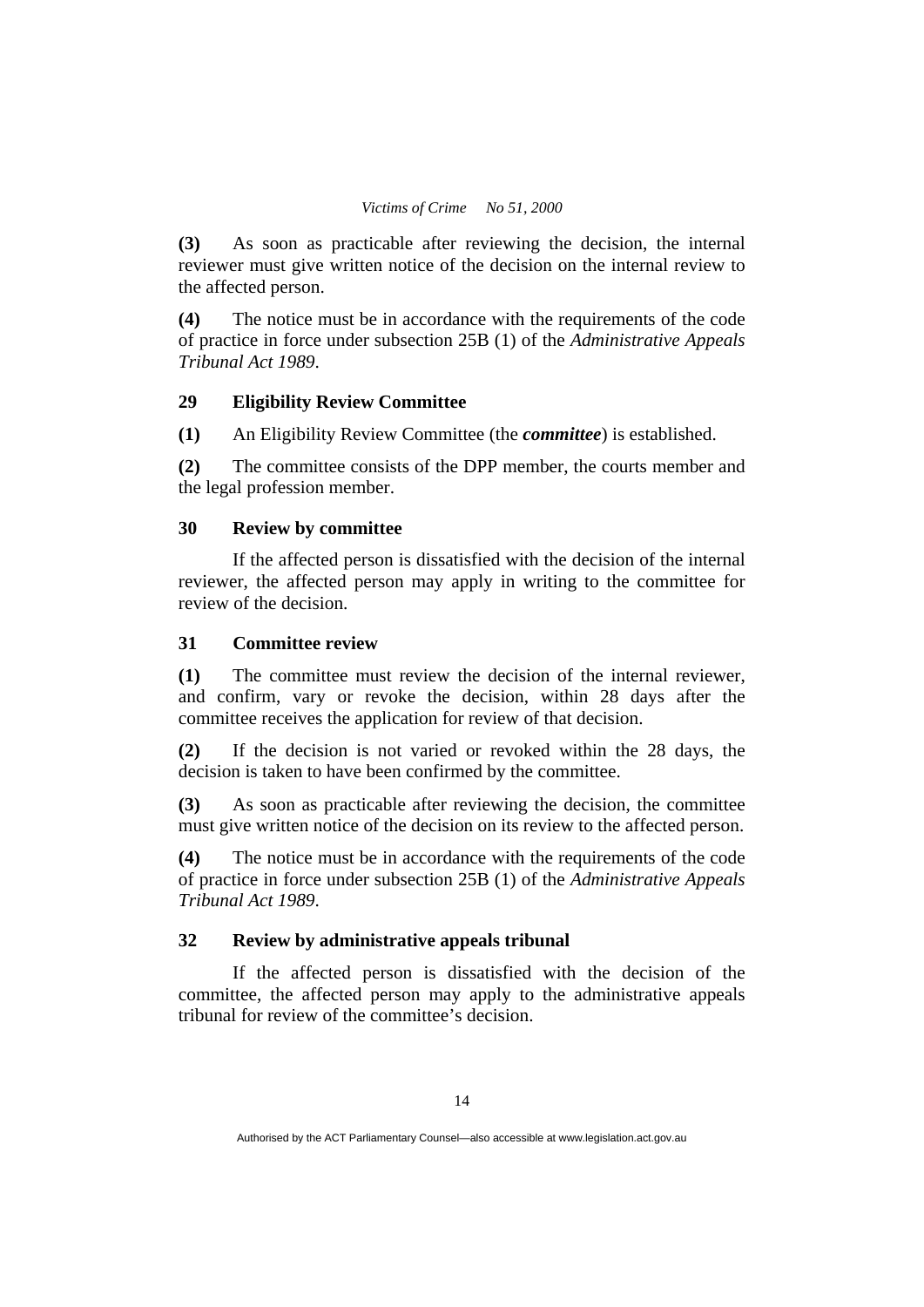**(3)** As soon as practicable after reviewing the decision, the internal reviewer must give written notice of the decision on the internal review to the affected person.

**(4)** The notice must be in accordance with the requirements of the code of practice in force under subsection 25B (1) of the *Administrative Appeals Tribunal Act 1989*.

### 29 Eligibility Review Committee

**(1)** An Eligibility Review Committee (the ***committee***) is established.

**(2)** The committee consists of the DPP member, the courts member and the legal profession member.

### 30 Review by committee

If the affected person is dissatisfied with the decision of the internal reviewer, the affected person may apply in writing to the committee for review of the decision.

### 31 Committee review

**(1)** The committee must review the decision of the internal reviewer, and confirm, vary or revoke the decision, within 28 days after the committee receives the application for review of that decision.

**(2)** If the decision is not varied or revoked within the 28 days, the decision is taken to have been confirmed by the committee.

**(3)** As soon as practicable after reviewing the decision, the committee must give written notice of the decision on its review to the affected person.

**(4)** The notice must be in accordance with the requirements of the code of practice in force under subsection 25B (1) of the *Administrative Appeals Tribunal Act 1989*.

### 32 Review by administrative appeals tribunal

If the affected person is dissatisfied with the decision of the committee, the affected person may apply to the administrative appeals tribunal for review of the committee's decision.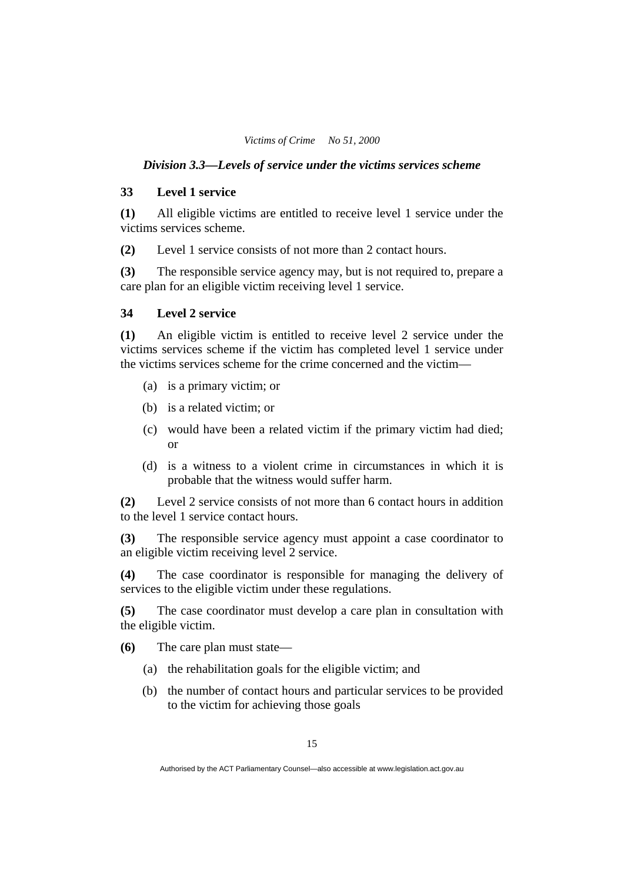### *Division 3.3—Levels of service under the victims services scheme*

### 33 Level 1 service

**(1)** All eligible victims are entitled to receive level 1 service under the victims services scheme.

**(2)** Level 1 service consists of not more than 2 contact hours.

**(3)** The responsible service agency may, but is not required to, prepare a care plan for an eligible victim receiving level 1 service.

### 34 Level 2 service

**(1)** An eligible victim is entitled to receive level 2 service under the victims services scheme if the victim has completed level 1 service under the victims services scheme for the crime concerned and the victim—

(a) is a primary victim; or

(b) is a related victim; or

(c) would have been a related victim if the primary victim had died; or

(d) is a witness to a violent crime in circumstances in which it is probable that the witness would suffer harm.

**(2)** Level 2 service consists of not more than 6 contact hours in addition to the level 1 service contact hours.

**(3)** The responsible service agency must appoint a case coordinator to an eligible victim receiving level 2 service.

**(4)** The case coordinator is responsible for managing the delivery of services to the eligible victim under these regulations.

**(5)** The case coordinator must develop a care plan in consultation with the eligible victim.

**(6)** The care plan must state—

(a) the rehabilitation goals for the eligible victim; and

(b) the number of contact hours and particular services to be provided to the victim for achieving those goals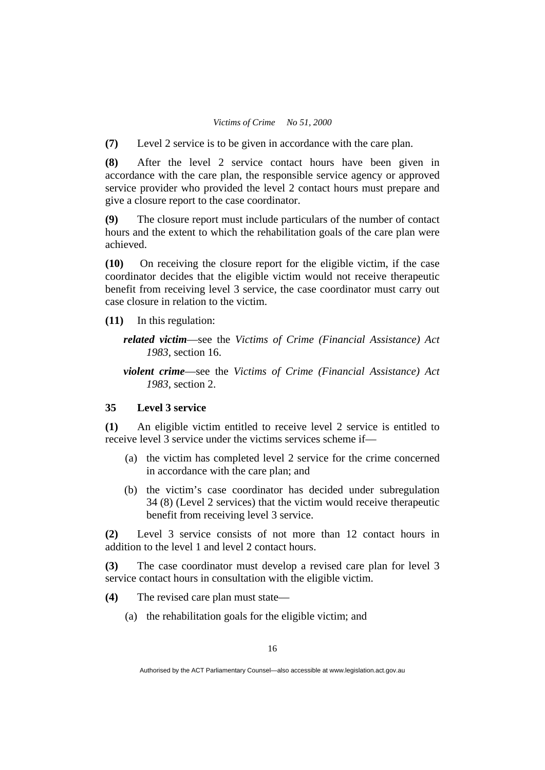**(7)** Level 2 service is to be given in accordance with the care plan.

**(8)** After the level 2 service contact hours have been given in accordance with the care plan, the responsible service agency or approved service provider who provided the level 2 contact hours must prepare and give a closure report to the case coordinator.

**(9)** The closure report must include particulars of the number of contact hours and the extent to which the rehabilitation goals of the care plan were achieved.

**(10)** On receiving the closure report for the eligible victim, if the case coordinator decides that the eligible victim would not receive therapeutic benefit from receiving level 3 service, the case coordinator must carry out case closure in relation to the victim.

**(11)** In this regulation:

***related victim***—see the *Victims of Crime (Financial Assistance) Act 1983*, section 16.

***violent crime***—see the *Victims of Crime (Financial Assistance) Act 1983*, section 2.

### 35 Level 3 service

**(1)** An eligible victim entitled to receive level 2 service is entitled to receive level 3 service under the victims services scheme if—

(a) the victim has completed level 2 service for the crime concerned in accordance with the care plan; and

(b) the victim's case coordinator has decided under subregulation 34 (8) (Level 2 services) that the victim would receive therapeutic benefit from receiving level 3 service.

**(2)** Level 3 service consists of not more than 12 contact hours in addition to the level 1 and level 2 contact hours.

**(3)** The case coordinator must develop a revised care plan for level 3 service contact hours in consultation with the eligible victim.

**(4)** The revised care plan must state—

(a) the rehabilitation goals for the eligible victim; and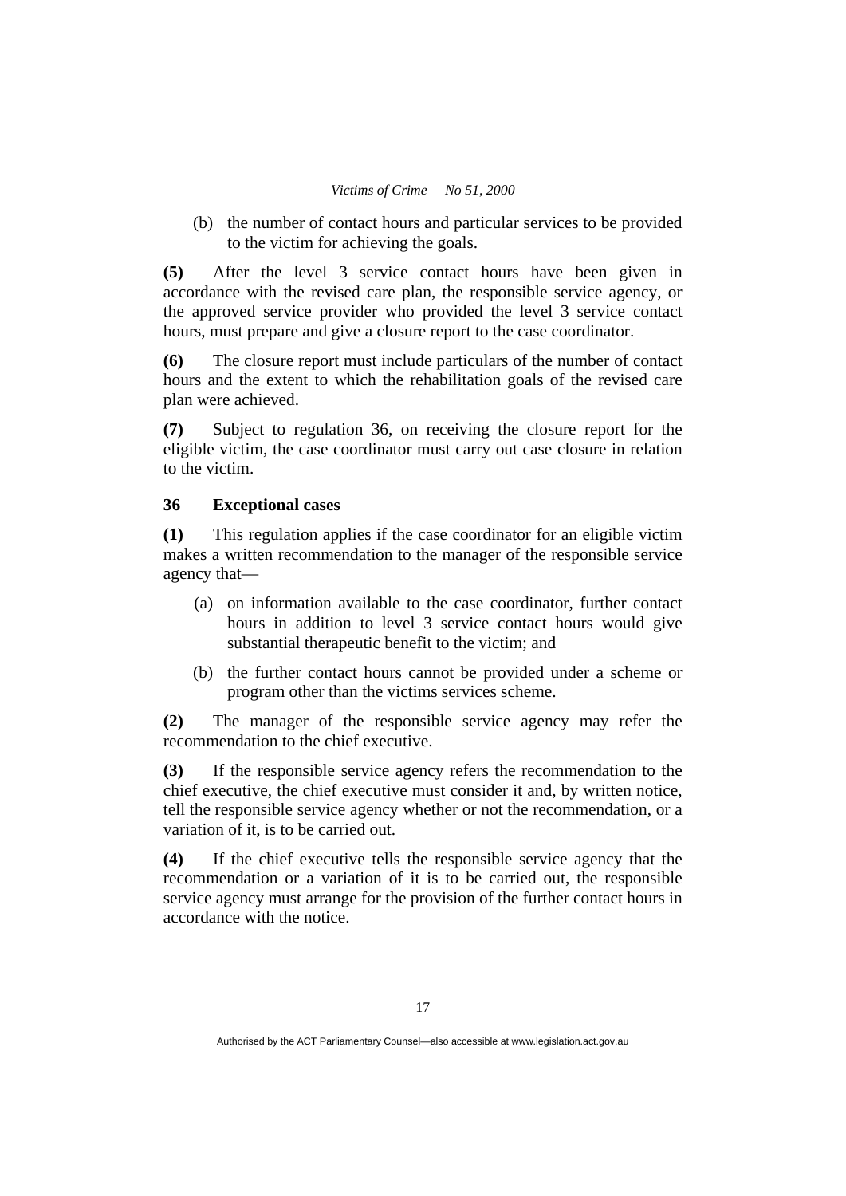(b) the number of contact hours and particular services to be provided to the victim for achieving the goals.

**(5)** After the level 3 service contact hours have been given in accordance with the revised care plan, the responsible service agency, or the approved service provider who provided the level 3 service contact hours, must prepare and give a closure report to the case coordinator.

**(6)** The closure report must include particulars of the number of contact hours and the extent to which the rehabilitation goals of the revised care plan were achieved.

**(7)** Subject to regulation 36, on receiving the closure report for the eligible victim, the case coordinator must carry out case closure in relation to the victim.

### 36 Exceptional cases

**(1)** This regulation applies if the case coordinator for an eligible victim makes a written recommendation to the manager of the responsible service agency that—

(a) on information available to the case coordinator, further contact hours in addition to level 3 service contact hours would give substantial therapeutic benefit to the victim; and

(b) the further contact hours cannot be provided under a scheme or program other than the victims services scheme.

**(2)** The manager of the responsible service agency may refer the recommendation to the chief executive.

**(3)** If the responsible service agency refers the recommendation to the chief executive, the chief executive must consider it and, by written notice, tell the responsible service agency whether or not the recommendation, or a variation of it, is to be carried out.

**(4)** If the chief executive tells the responsible service agency that the recommendation or a variation of it is to be carried out, the responsible service agency must arrange for the provision of the further contact hours in accordance with the notice.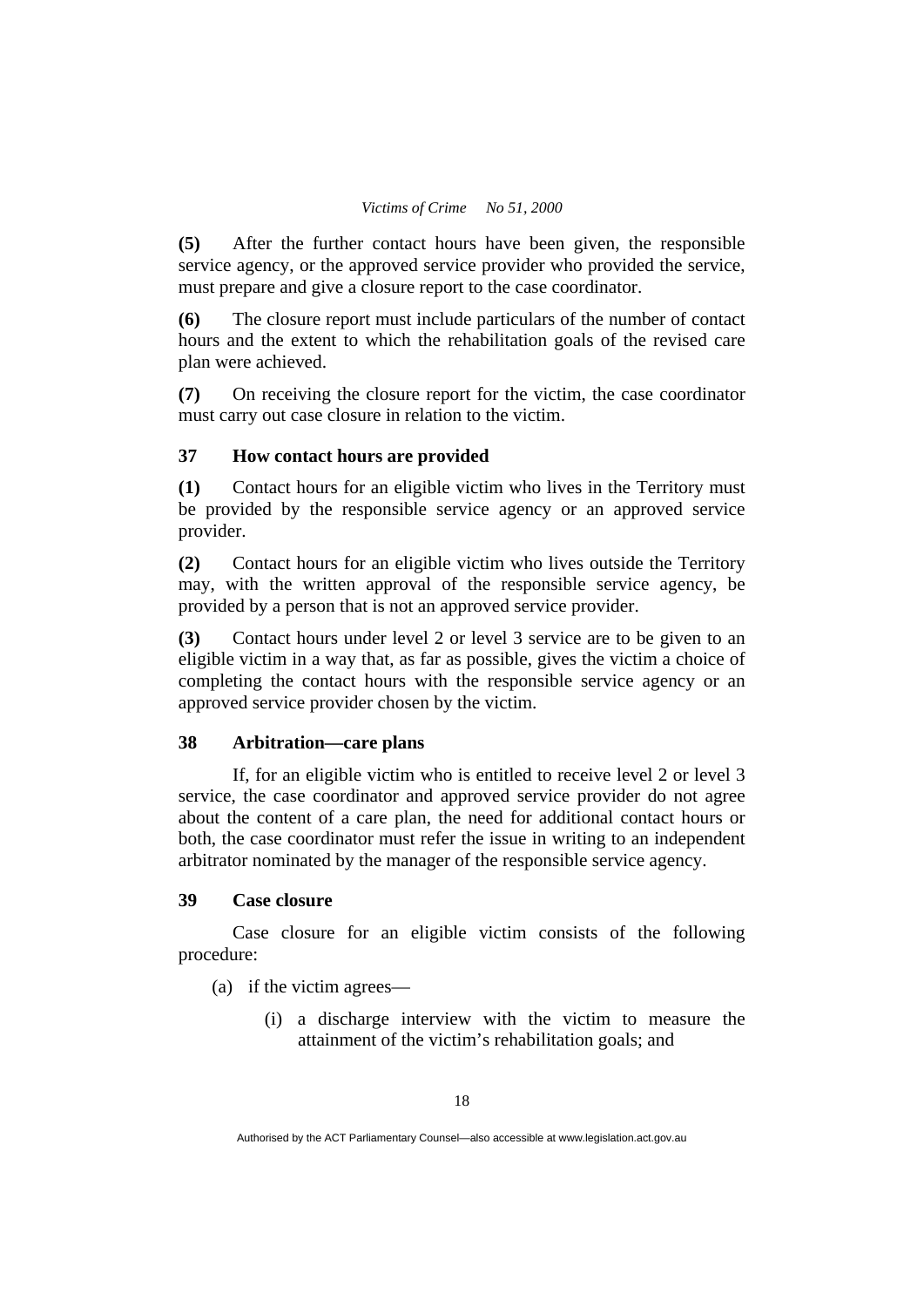**(5)** After the further contact hours have been given, the responsible service agency, or the approved service provider who provided the service, must prepare and give a closure report to the case coordinator.

**(6)** The closure report must include particulars of the number of contact hours and the extent to which the rehabilitation goals of the revised care plan were achieved.

**(7)** On receiving the closure report for the victim, the case coordinator must carry out case closure in relation to the victim.

### 37 How contact hours are provided

**(1)** Contact hours for an eligible victim who lives in the Territory must be provided by the responsible service agency or an approved service provider.

**(2)** Contact hours for an eligible victim who lives outside the Territory may, with the written approval of the responsible service agency, be provided by a person that is not an approved service provider.

**(3)** Contact hours under level 2 or level 3 service are to be given to an eligible victim in a way that, as far as possible, gives the victim a choice of completing the contact hours with the responsible service agency or an approved service provider chosen by the victim.

### 38 Arbitration—care plans

If, for an eligible victim who is entitled to receive level 2 or level 3 service, the case coordinator and approved service provider do not agree about the content of a care plan, the need for additional contact hours or both, the case coordinator must refer the issue in writing to an independent arbitrator nominated by the manager of the responsible service agency.

### 39 Case closure

Case closure for an eligible victim consists of the following procedure:

(a) if the victim agrees—

  (i) a discharge interview with the victim to measure the attainment of the victim's rehabilitation goals; and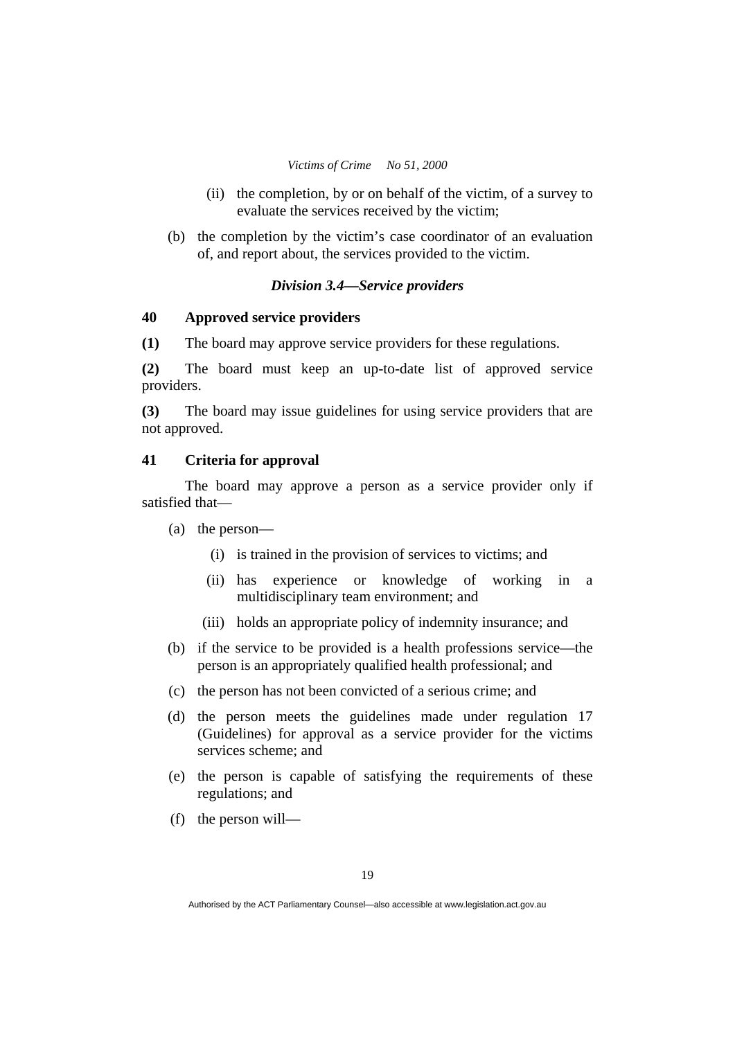(ii) the completion, by or on behalf of the victim, of a survey to evaluate the services received by the victim;

(b) the completion by the victim's case coordinator of an evaluation of, and report about, the services provided to the victim.

### *Division 3.4—Service providers*

### 40 Approved service providers

**(1)** The board may approve service providers for these regulations.

**(2)** The board must keep an up-to-date list of approved service providers.

**(3)** The board may issue guidelines for using service providers that are not approved.

### 41 Criteria for approval

The board may approve a person as a service provider only if satisfied that—

(a) the person—

(i) is trained in the provision of services to victims; and

(ii) has experience or knowledge of working in a multidisciplinary team environment; and

(iii) holds an appropriate policy of indemnity insurance; and

(b) if the service to be provided is a health professions service—the person is an appropriately qualified health professional; and

(c) the person has not been convicted of a serious crime; and

(d) the person meets the guidelines made under regulation 17 (Guidelines) for approval as a service provider for the victims services scheme; and

(e) the person is capable of satisfying the requirements of these regulations; and

(f) the person will—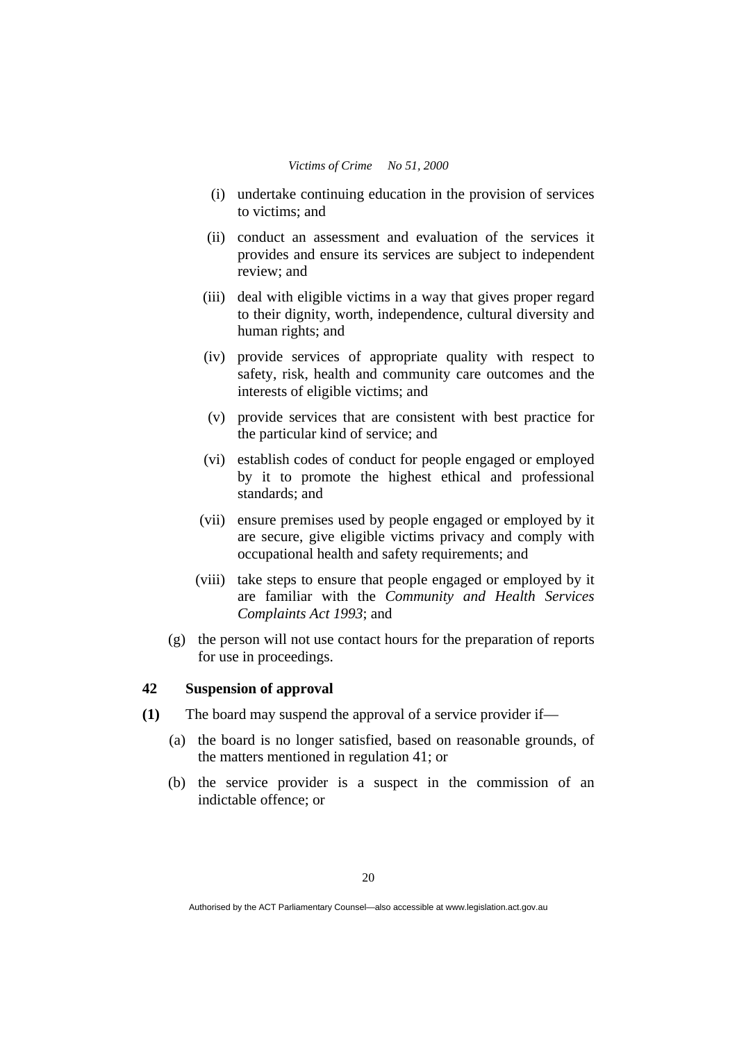(i) undertake continuing education in the provision of services to victims; and

(ii) conduct an assessment and evaluation of the services it provides and ensure its services are subject to independent review; and

(iii) deal with eligible victims in a way that gives proper regard to their dignity, worth, independence, cultural diversity and human rights; and

(iv) provide services of appropriate quality with respect to safety, risk, health and community care outcomes and the interests of eligible victims; and

(v) provide services that are consistent with best practice for the particular kind of service; and

(vi) establish codes of conduct for people engaged or employed by it to promote the highest ethical and professional standards; and

(vii) ensure premises used by people engaged or employed by it are secure, give eligible victims privacy and comply with occupational health and safety requirements; and

(viii) take steps to ensure that people engaged or employed by it are familiar with the *Community and Health Services Complaints Act 1993*; and

(g) the person will not use contact hours for the preparation of reports for use in proceedings.

### 42 Suspension of approval

**(1)** The board may suspend the approval of a service provider if—

(a) the board is no longer satisfied, based on reasonable grounds, of the matters mentioned in regulation 41; or

(b) the service provider is a suspect in the commission of an indictable offence; or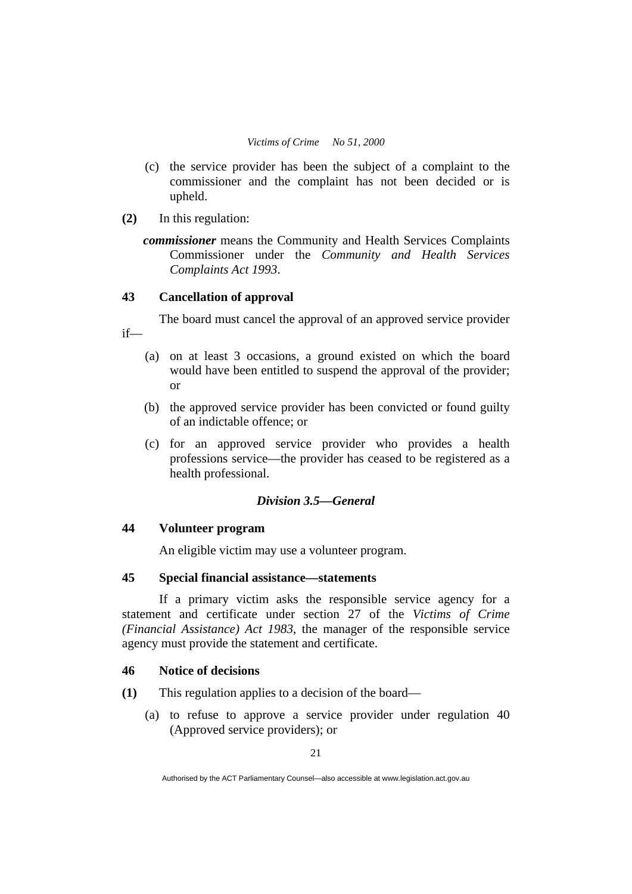(c) the service provider has been the subject of a complaint to the commissioner and the complaint has not been decided or is upheld.

**(2)** In this regulation:

***commissioner*** means the Community and Health Services Complaints Commissioner under the *Community and Health Services Complaints Act 1993*.

### 43 Cancellation of approval

The board must cancel the approval of an approved service provider if—

(a) on at least 3 occasions, a ground existed on which the board would have been entitled to suspend the approval of the provider; or

(b) the approved service provider has been convicted or found guilty of an indictable offence; or

(c) for an approved service provider who provides a health professions service—the provider has ceased to be registered as a health professional.

## *Division 3.5—General*

### 44 Volunteer program

An eligible victim may use a volunteer program.

### 45 Special financial assistance—statements

If a primary victim asks the responsible service agency for a statement and certificate under section 27 of the *Victims of Crime (Financial Assistance) Act 1983*, the manager of the responsible service agency must provide the statement and certificate.

### 46 Notice of decisions

**(1)** This regulation applies to a decision of the board—

(a) to refuse to approve a service provider under regulation 40 (Approved service providers); or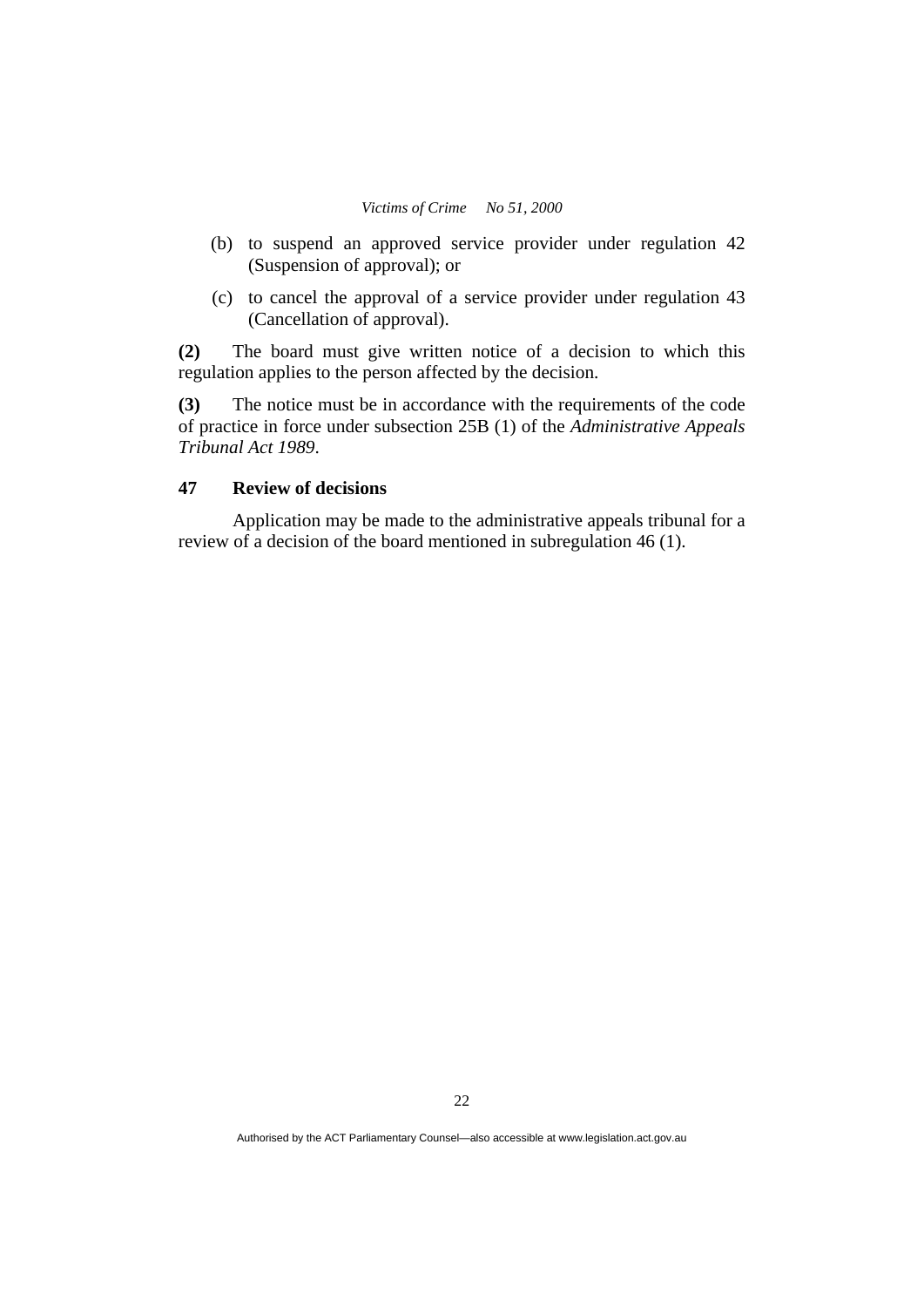(b) to suspend an approved service provider under regulation 42 (Suspension of approval); or

(c) to cancel the approval of a service provider under regulation 43 (Cancellation of approval).

**(2)** The board must give written notice of a decision to which this regulation applies to the person affected by the decision.

**(3)** The notice must be in accordance with the requirements of the code of practice in force under subsection 25B (1) of the *Administrative Appeals Tribunal Act 1989*.

### 47 Review of decisions

Application may be made to the administrative appeals tribunal for a review of a decision of the board mentioned in subregulation 46 (1).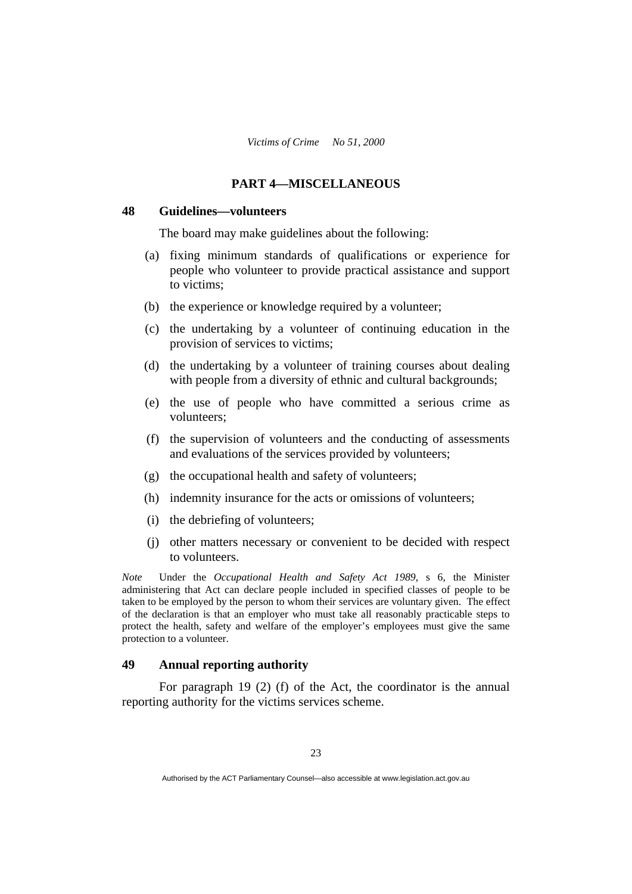## PART 4—MISCELLANEOUS

### 48 Guidelines—volunteers

The board may make guidelines about the following:

(a) fixing minimum standards of qualifications or experience for people who volunteer to provide practical assistance and support to victims;

(b) the experience or knowledge required by a volunteer;

(c) the undertaking by a volunteer of continuing education in the provision of services to victims;

(d) the undertaking by a volunteer of training courses about dealing with people from a diversity of ethnic and cultural backgrounds;

(e) the use of people who have committed a serious crime as volunteers;

(f) the supervision of volunteers and the conducting of assessments and evaluations of the services provided by volunteers;

(g) the occupational health and safety of volunteers;

(h) indemnity insurance for the acts or omissions of volunteers;

(i) the debriefing of volunteers;

(j) other matters necessary or convenient to be decided with respect to volunteers.

*Note* Under the *Occupational Health and Safety Act 1989*, s 6, the Minister administering that Act can declare people included in specified classes of people to be taken to be employed by the person to whom their services are voluntary given. The effect of the declaration is that an employer who must take all reasonably practicable steps to protect the health, safety and welfare of the employer's employees must give the same protection to a volunteer.

### 49 Annual reporting authority

For paragraph 19 (2) (f) of the Act, the coordinator is the annual reporting authority for the victims services scheme.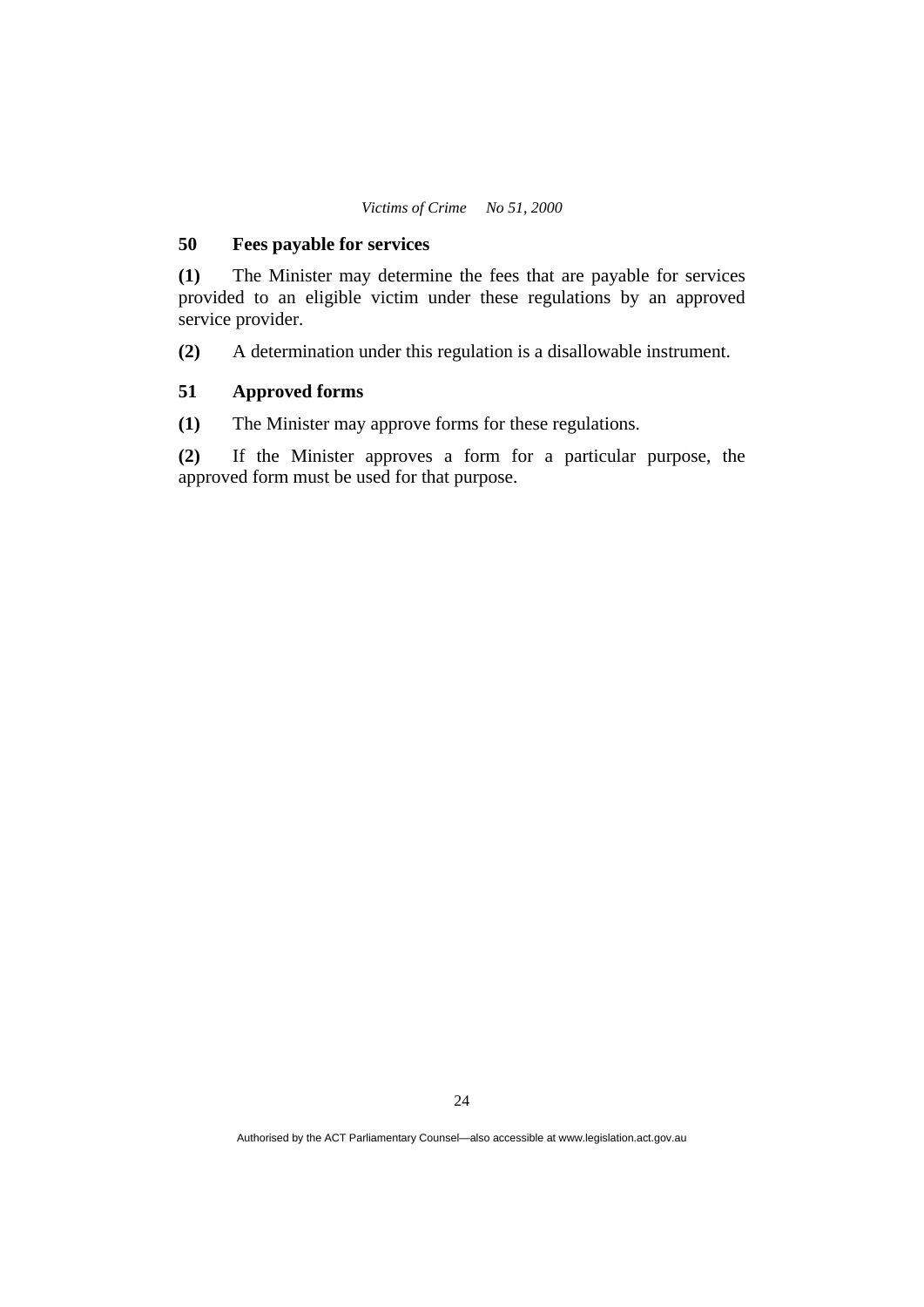### 50 Fees payable for services

**(1)** The Minister may determine the fees that are payable for services provided to an eligible victim under these regulations by an approved service provider.

**(2)** A determination under this regulation is a disallowable instrument.

### 51 Approved forms

**(1)** The Minister may approve forms for these regulations.

**(2)** If the Minister approves a form for a particular purpose, the approved form must be used for that purpose.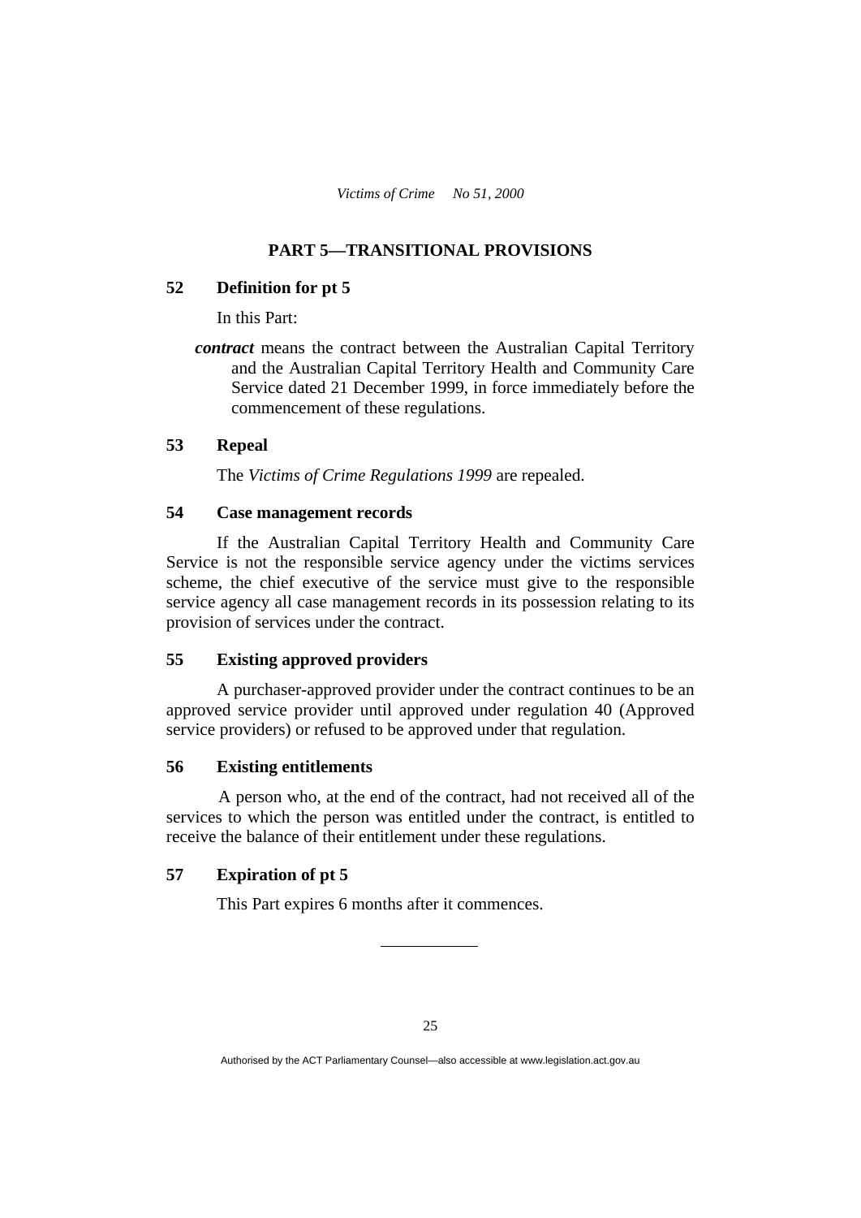## PART 5—TRANSITIONAL PROVISIONS

### 52 Definition for pt 5

In this Part:

***contract*** means the contract between the Australian Capital Territory and the Australian Capital Territory Health and Community Care Service dated 21 December 1999, in force immediately before the commencement of these regulations.

### 53 Repeal

The *Victims of Crime Regulations 1999* are repealed.

### 54 Case management records

If the Australian Capital Territory Health and Community Care Service is not the responsible service agency under the victims services scheme, the chief executive of the service must give to the responsible service agency all case management records in its possession relating to its provision of services under the contract.

### 55 Existing approved providers

A purchaser-approved provider under the contract continues to be an approved service provider until approved under regulation 40 (Approved service providers) or refused to be approved under that regulation.

### 56 Existing entitlements

A person who, at the end of the contract, had not received all of the services to which the person was entitled under the contract, is entitled to receive the balance of their entitlement under these regulations.

### 57 Expiration of pt 5

This Part expires 6 months after it commences.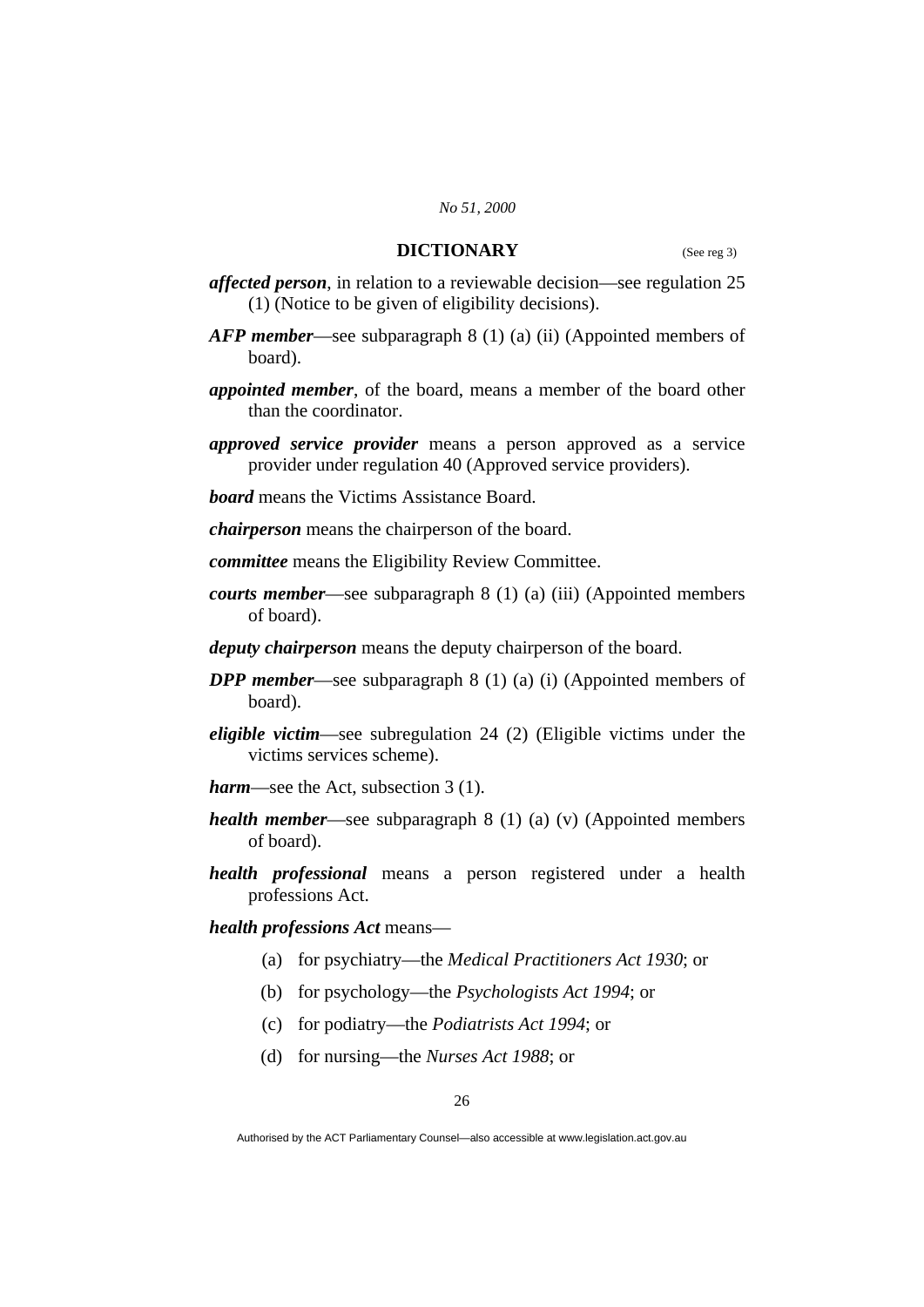## DICTIONARY

(See reg 3)

***affected person***, in relation to a reviewable decision—see regulation 25 (1) (Notice to be given of eligibility decisions).

***AFP member***—see subparagraph 8 (1) (a) (ii) (Appointed members of board).

***appointed member***, of the board, means a member of the board other than the coordinator.

***approved service provider*** means a person approved as a service provider under regulation 40 (Approved service providers).

***board*** means the Victims Assistance Board.

***chairperson*** means the chairperson of the board.

***committee*** means the Eligibility Review Committee.

***courts member***—see subparagraph 8 (1) (a) (iii) (Appointed members of board).

***deputy chairperson*** means the deputy chairperson of the board.

***DPP member***—see subparagraph 8 (1) (a) (i) (Appointed members of board).

***eligible victim***—see subregulation 24 (2) (Eligible victims under the victims services scheme).

***harm***—see the Act, subsection 3 (1).

***health member***—see subparagraph 8 (1) (a) (v) (Appointed members of board).

***health professional*** means a person registered under a health professions Act.

***health professions Act*** means—

(a) for psychiatry—the *Medical Practitioners Act 1930*; or

(b) for psychology—the *Psychologists Act 1994*; or

(c) for podiatry—the *Podiatrists Act 1994*; or

(d) for nursing—the *Nurses Act 1988*; or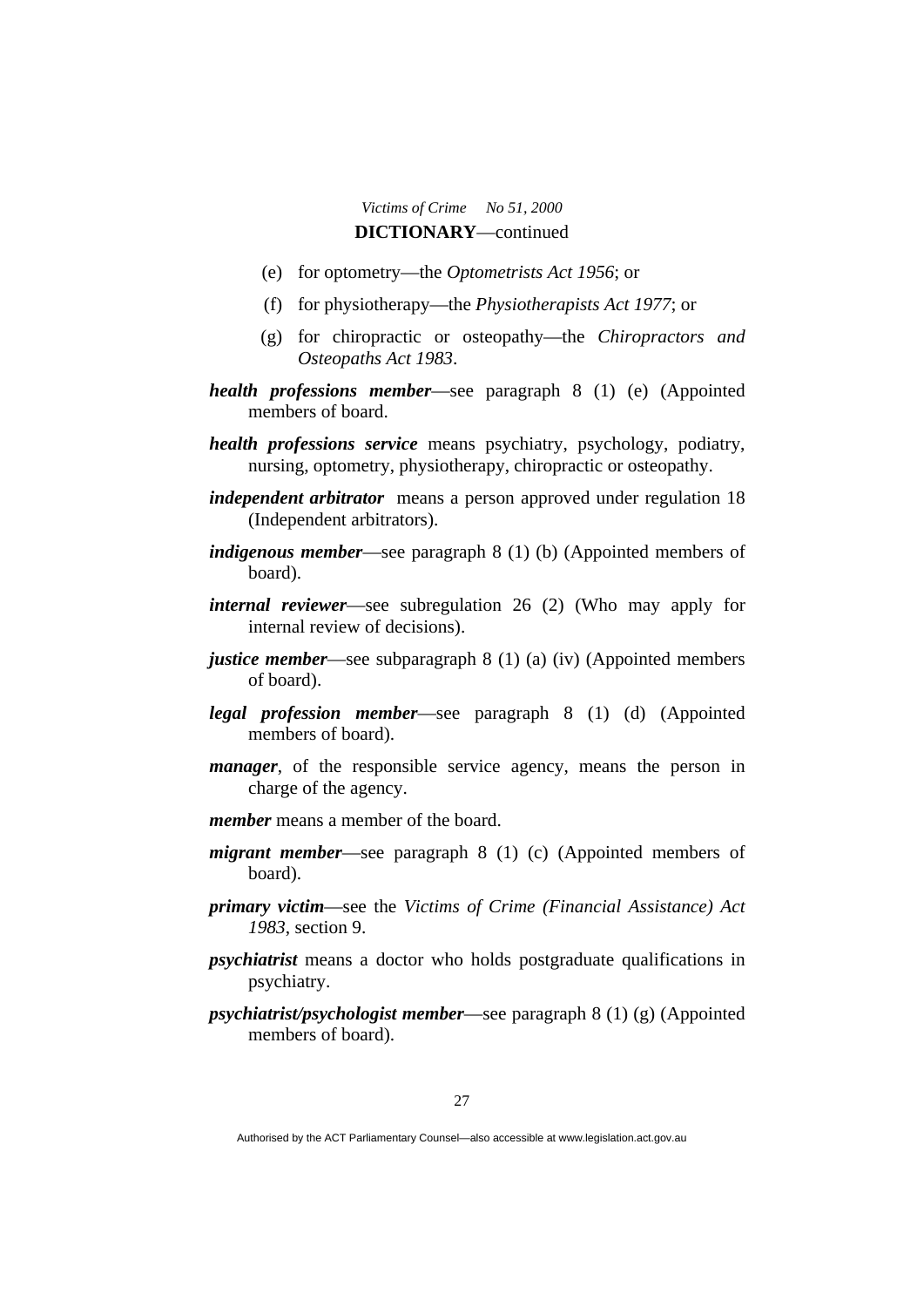(e) for optometry—the *Optometrists Act 1956*; or

(f) for physiotherapy—the *Physiotherapists Act 1977*; or

(g) for chiropractic or osteopathy—the *Chiropractors and Osteopaths Act 1983*.

***health professions member***—see paragraph 8 (1) (e) (Appointed members of board.

***health professions service*** means psychiatry, psychology, podiatry, nursing, optometry, physiotherapy, chiropractic or osteopathy.

***independent arbitrator*** means a person approved under regulation 18 (Independent arbitrators).

***indigenous member***—see paragraph 8 (1) (b) (Appointed members of board).

***internal reviewer***—see subregulation 26 (2) (Who may apply for internal review of decisions).

***justice member***—see subparagraph 8 (1) (a) (iv) (Appointed members of board).

***legal profession member***—see paragraph 8 (1) (d) (Appointed members of board).

***manager***, of the responsible service agency, means the person in charge of the agency.

***member*** means a member of the board.

***migrant member***—see paragraph 8 (1) (c) (Appointed members of board).

***primary victim***—see the *Victims of Crime (Financial Assistance) Act 1983*, section 9.

***psychiatrist*** means a doctor who holds postgraduate qualifications in psychiatry.

***psychiatrist/psychologist member***—see paragraph 8 (1) (g) (Appointed members of board).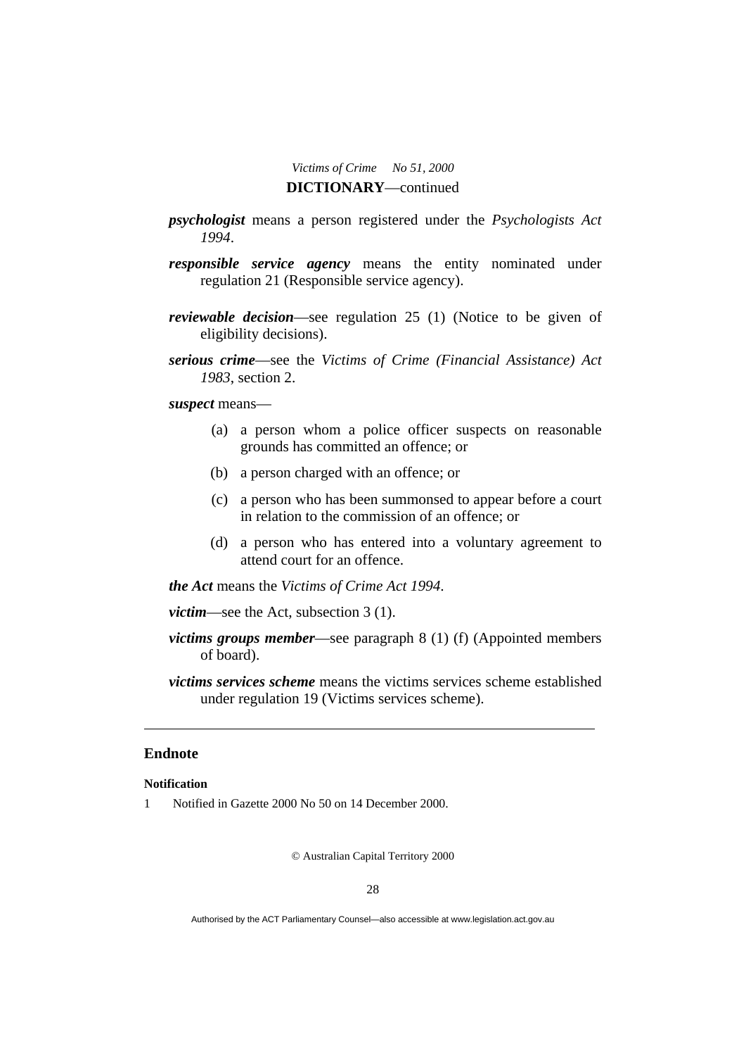**DICTIONARY**—continued

***psychologist*** means a person registered under the *Psychologists Act 1994*.

***responsible service agency*** means the entity nominated under regulation 21 (Responsible service agency).

***reviewable decision***—see regulation 25 (1) (Notice to be given of eligibility decisions).

***serious crime***—see the *Victims of Crime (Financial Assistance) Act 1983*, section 2.

***suspect*** means—

(a) a person whom a police officer suspects on reasonable grounds has committed an offence; or

(b) a person charged with an offence; or

(c) a person who has been summonsed to appear before a court in relation to the commission of an offence; or

(d) a person who has entered into a voluntary agreement to attend court for an offence.

***the Act*** means the *Victims of Crime Act 1994*.

***victim***—see the Act, subsection 3 (1).

***victims groups member***—see paragraph 8 (1) (f) (Appointed members of board).

***victims services scheme*** means the victims services scheme established under regulation 19 (Victims services scheme).

---

## Endnote

**Notification**

1 Notified in Gazette 2000 No 50 on 14 December 2000.

© Australian Capital Territory 2000